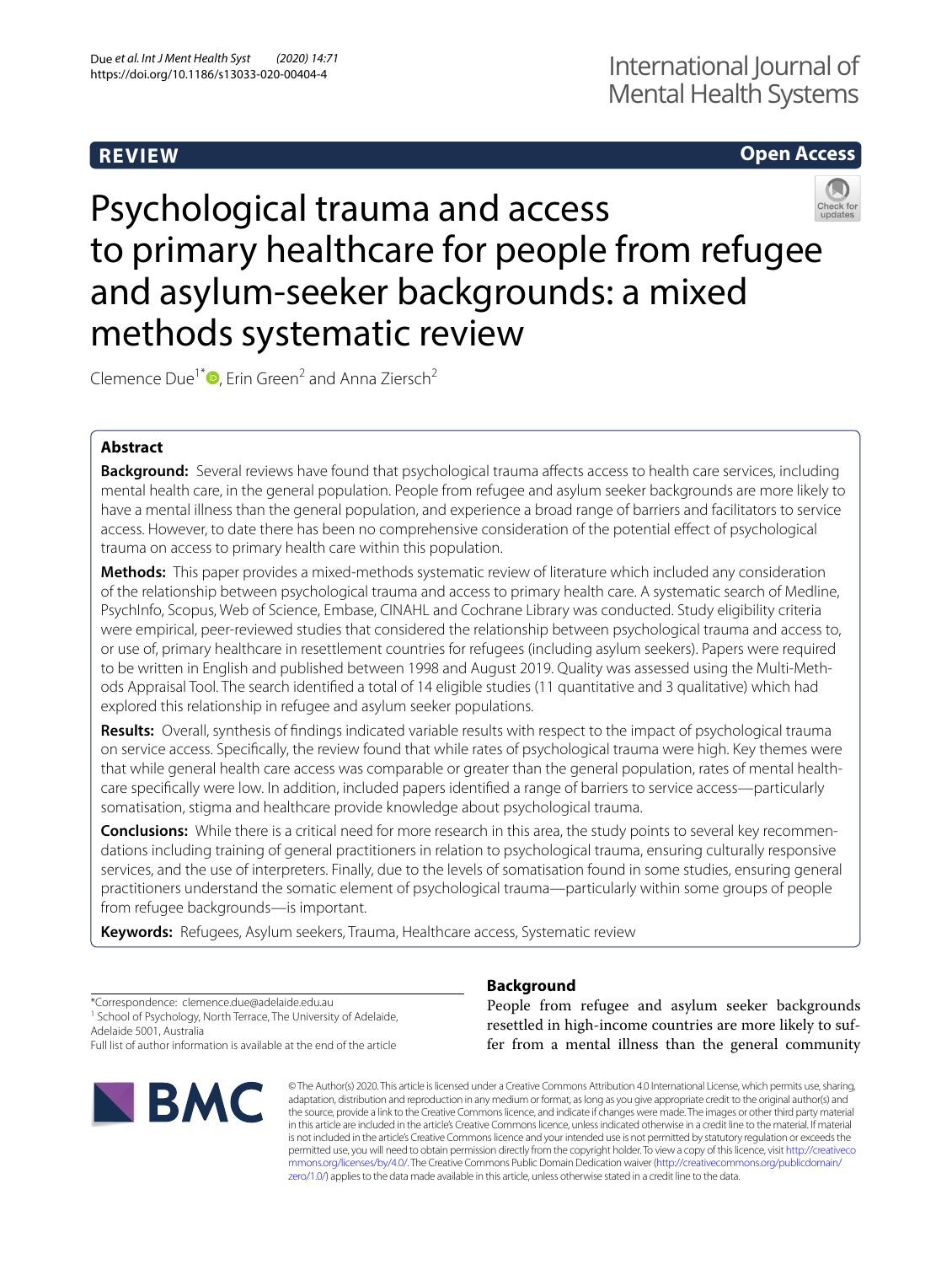REVIEW

Open Access

# Psychological trauma and access to primary healthcare for people from refugee and asylum-seeker backgrounds: a mixed methods systematic review

Clemence Due[1*], Erin Green[2] and Anna Ziersch[2]

## Abstract

**Background:** Several reviews have found that psychological trauma affects access to health care services, including mental health care, in the general population. People from refugee and asylum seeker backgrounds are more likely to have a mental illness than the general population, and experience a broad range of barriers and facilitators to service access. However, to date there has been no comprehensive consideration of the potential effect of psychological trauma on access to primary health care within this population.

**Methods:** This paper provides a mixed-methods systematic review of literature which included any consideration of the relationship between psychological trauma and access to primary health care. A systematic search of Medline, PsychInfo, Scopus, Web of Science, Embase, CINAHL and Cochrane Library was conducted. Study eligibility criteria were empirical, peer-reviewed studies that considered the relationship between psychological trauma and access to, or use of, primary healthcare in resettlement countries for refugees (including asylum seekers). Papers were required to be written in English and published between 1998 and August 2019. Quality was assessed using the Multi-Methods Appraisal Tool. The search identified a total of 14 eligible studies (11 quantitative and 3 qualitative) which had explored this relationship in refugee and asylum seeker populations.

**Results:** Overall, synthesis of findings indicated variable results with respect to the impact of psychological trauma on service access. Specifically, the review found that while rates of psychological trauma were high. Key themes were that while general health care access was comparable or greater than the general population, rates of mental healthcare specifically were low. In addition, included papers identified a range of barriers to service access—particularly somatisation, stigma and healthcare provide knowledge about psychological trauma.

**Conclusions:** While there is a critical need for more research in this area, the study points to several key recommendations including training of general practitioners in relation to psychological trauma, ensuring culturally responsive services, and the use of interpreters. Finally, due to the levels of somatisation found in some studies, ensuring general practitioners understand the somatic element of psychological trauma—particularly within some groups of people from refugee backgrounds—is important.

**Keywords:** Refugees, Asylum seekers, Trauma, Healthcare access, Systematic review

*Correspondence: clemence.due@adelaide.edu.au
[1] School of Psychology, North Terrace, The University of Adelaide, Adelaide 5001, Australia
Full list of author information is available at the end of the article

## Background

People from refugee and asylum seeker backgrounds resettled in high-income countries are more likely to suffer from a mental illness than the general community

© The Author(s) 2020. This article is licensed under a Creative Commons Attribution 4.0 International License, which permits use, sharing, adaptation, distribution and reproduction in any medium or format, as long as you give appropriate credit to the original author(s) and the source, provide a link to the Creative Commons licence, and indicate if changes were made. The images or other third party material in this article are included in the article's Creative Commons licence, unless indicated otherwise in a credit line to the material. If material is not included in the article's Creative Commons licence and your intended use is not permitted by statutory regulation or exceeds the permitted use, you will need to obtain permission directly from the copyright holder. To view a copy of this licence, visit http://creativecommons.org/licenses/by/4.0/. The Creative Commons Public Domain Dedication waiver (http://creativecommons.org/publicdomain/zero/1.0/) applies to the data made available in this article, unless otherwise stated in a credit line to the data.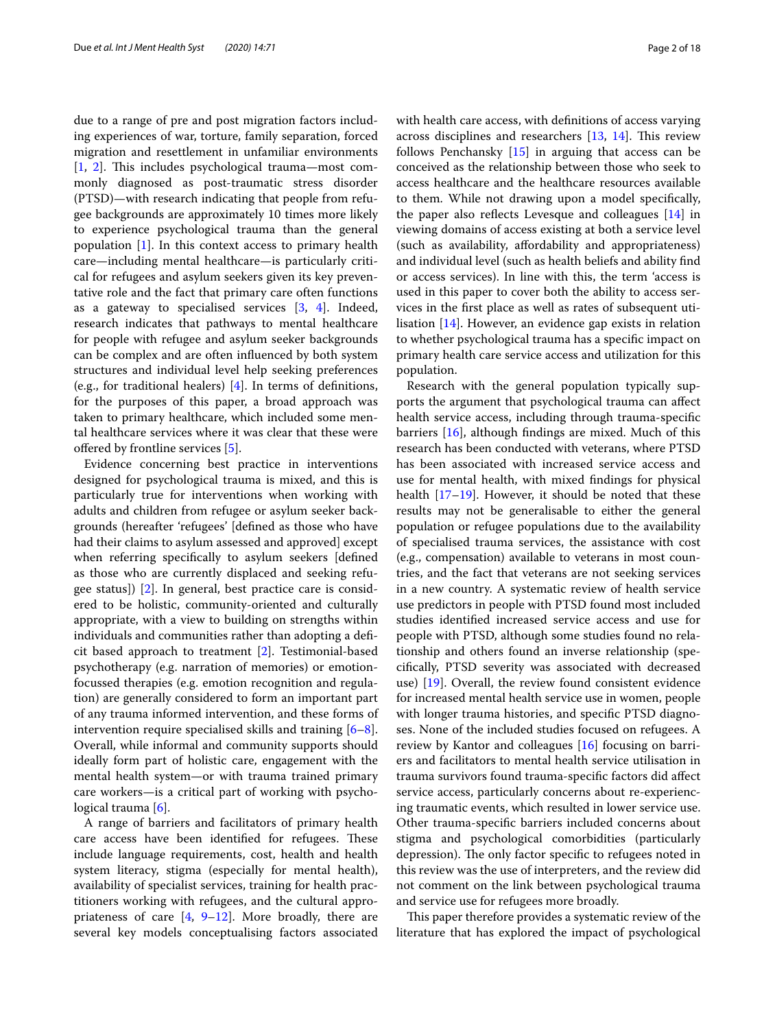due to a range of pre and post migration factors including experiences of war, torture, family separation, forced migration and resettlement in unfamiliar environments [1, 2]. This includes psychological trauma—most commonly diagnosed as post-traumatic stress disorder (PTSD)—with research indicating that people from refugee backgrounds are approximately 10 times more likely to experience psychological trauma than the general population [1]. In this context access to primary health care—including mental healthcare—is particularly critical for refugees and asylum seekers given its key preventative role and the fact that primary care often functions as a gateway to specialised services [3, 4]. Indeed, research indicates that pathways to mental healthcare for people with refugee and asylum seeker backgrounds can be complex and are often influenced by both system structures and individual level help seeking preferences (e.g., for traditional healers) [4]. In terms of definitions, for the purposes of this paper, a broad approach was taken to primary healthcare, which included some mental healthcare services where it was clear that these were offered by frontline services [5].

Evidence concerning best practice in interventions designed for psychological trauma is mixed, and this is particularly true for interventions when working with adults and children from refugee or asylum seeker backgrounds (hereafter 'refugees' [defined as those who have had their claims to asylum assessed and approved] except when referring specifically to asylum seekers [defined as those who are currently displaced and seeking refugee status]) [2]. In general, best practice care is considered to be holistic, community-oriented and culturally appropriate, with a view to building on strengths within individuals and communities rather than adopting a deficit based approach to treatment [2]. Testimonial-based psychotherapy (e.g. narration of memories) or emotion-focussed therapies (e.g. emotion recognition and regulation) are generally considered to form an important part of any trauma informed intervention, and these forms of intervention require specialised skills and training [6–8]. Overall, while informal and community supports should ideally form part of holistic care, engagement with the mental health system—or with trauma trained primary care workers—is a critical part of working with psychological trauma [6].

A range of barriers and facilitators of primary health care access have been identified for refugees. These include language requirements, cost, health and health system literacy, stigma (especially for mental health), availability of specialist services, training for health practitioners working with refugees, and the cultural appropriateness of care [4, 9–12]. More broadly, there are several key models conceptualising factors associated with health care access, with definitions of access varying across disciplines and researchers [13, 14]. This review follows Penchansky [15] in arguing that access can be conceived as the relationship between those who seek to access healthcare and the healthcare resources available to them. While not drawing upon a model specifically, the paper also reflects Levesque and colleagues [14] in viewing domains of access existing at both a service level (such as availability, affordability and appropriateness) and individual level (such as health beliefs and ability find or access services). In line with this, the term 'access is used in this paper to cover both the ability to access services in the first place as well as rates of subsequent utilisation [14]. However, an evidence gap exists in relation to whether psychological trauma has a specific impact on primary health care service access and utilization for this population.

Research with the general population typically supports the argument that psychological trauma can affect health service access, including through trauma-specific barriers [16], although findings are mixed. Much of this research has been conducted with veterans, where PTSD has been associated with increased service access and use for mental health, with mixed findings for physical health [17–19]. However, it should be noted that these results may not be generalisable to either the general population or refugee populations due to the availability of specialised trauma services, the assistance with cost (e.g., compensation) available to veterans in most countries, and the fact that veterans are not seeking services in a new country. A systematic review of health service use predictors in people with PTSD found most included studies identified increased service access and use for people with PTSD, although some studies found no relationship and others found an inverse relationship (specifically, PTSD severity was associated with decreased use) [19]. Overall, the review found consistent evidence for increased mental health service use in women, people with longer trauma histories, and specific PTSD diagnoses. None of the included studies focused on refugees. A review by Kantor and colleagues [16] focusing on barriers and facilitators to mental health service utilisation in trauma survivors found trauma-specific factors did affect service access, particularly concerns about re-experiencing traumatic events, which resulted in lower service use. Other trauma-specific barriers included concerns about stigma and psychological comorbidities (particularly depression). The only factor specific to refugees noted in this review was the use of interpreters, and the review did not comment on the link between psychological trauma and service use for refugees more broadly.

This paper therefore provides a systematic review of the literature that has explored the impact of psychological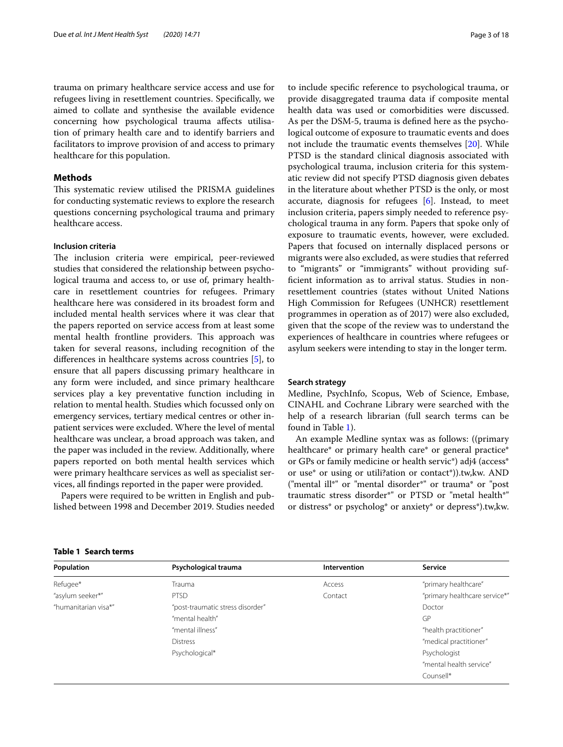trauma on primary healthcare service access and use for refugees living in resettlement countries. Specifically, we aimed to collate and synthesise the available evidence concerning how psychological trauma affects utilisation of primary health care and to identify barriers and facilitators to improve provision of and access to primary healthcare for this population.

## Methods

This systematic review utilised the PRISMA guidelines for conducting systematic reviews to explore the research questions concerning psychological trauma and primary healthcare access.

### Inclusion criteria

The inclusion criteria were empirical, peer-reviewed studies that considered the relationship between psychological trauma and access to, or use of, primary healthcare in resettlement countries for refugees. Primary healthcare here was considered in its broadest form and included mental health services where it was clear that the papers reported on service access from at least some mental health frontline providers. This approach was taken for several reasons, including recognition of the differences in healthcare systems across countries [5], to ensure that all papers discussing primary healthcare in any form were included, and since primary healthcare services play a key preventative function including in relation to mental health. Studies which focussed only on emergency services, tertiary medical centres or other in-patient services were excluded. Where the level of mental healthcare was unclear, a broad approach was taken, and the paper was included in the review. Additionally, where papers reported on both mental health services which were primary healthcare services as well as specialist services, all findings reported in the paper were provided.

Papers were required to be written in English and published between 1998 and December 2019. Studies needed to include specific reference to psychological trauma, or provide disaggregated trauma data if composite mental health data was used or comorbidities were discussed. As per the DSM-5, trauma is defined here as the psychological outcome of exposure to traumatic events and does not include the traumatic events themselves [20]. While PTSD is the standard clinical diagnosis associated with psychological trauma, inclusion criteria for this systematic review did not specify PTSD diagnosis given debates in the literature about whether PTSD is the only, or most accurate, diagnosis for refugees [6]. Instead, to meet inclusion criteria, papers simply needed to reference psychological trauma in any form. Papers that spoke only of exposure to traumatic events, however, were excluded. Papers that focused on internally displaced persons or migrants were also excluded, as were studies that referred to "migrants" or "immigrants" without providing sufficient information as to arrival status. Studies in non-resettlement countries (states without United Nations High Commission for Refugees (UNHCR) resettlement programmes in operation as of 2017) were also excluded, given that the scope of the review was to understand the experiences of healthcare in countries where refugees or asylum seekers were intending to stay in the longer term.

### Search strategy

Medline, PsychInfo, Scopus, Web of Science, Embase, CINAHL and Cochrane Library were searched with the help of a research librarian (full search terms can be found in Table 1).

An example Medline syntax was as follows: ((primary healthcare* or primary health care* or general practice* or GPs or family medicine or health servic*) adj4 (access* or use* or using or utili?ation or contact*)).tw,kw. AND ("mental ill*" or "mental disorder*" or trauma* or "post traumatic stress disorder*" or PTSD or "metal health*" or distress* or psycholog* or anxiety* or depress*).tw,kw.

**Table 1 Search terms**

| Population | Psychological trauma | Intervention | Service |
|---|---|---|---|
| Refugee* | Trauma | Access | "primary healthcare" |
| "asylum seeker*" | PTSD | Contact | "primary healthcare service*" |
| "humanitarian visa*" | "post-traumatic stress disorder" | | Doctor |
| | "mental health" | | GP |
| | "mental illness" | | "health practitioner" |
| | Distress | | "medical practitioner" |
| | Psychological* | | Psychologist |
| | | | "mental health service" |
| | | | Counsell* |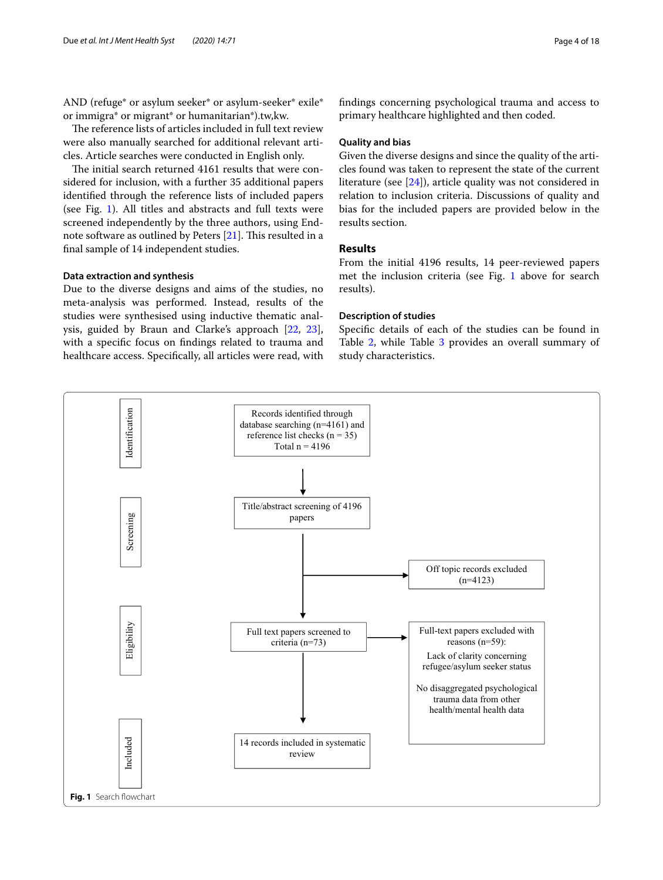AND (refuge* or asylum seeker* or asylum-seeker* exile* or immigra* or migrant* or humanitarian*).tw,kw.

The reference lists of articles included in full text review were also manually searched for additional relevant articles. Article searches were conducted in English only.

The initial search returned 4161 results that were considered for inclusion, with a further 35 additional papers identified through the reference lists of included papers (see Fig. 1). All titles and abstracts and full texts were screened independently by the three authors, using Endnote software as outlined by Peters [21]. This resulted in a final sample of 14 independent studies.

### Data extraction and synthesis

Due to the diverse designs and aims of the studies, no meta-analysis was performed. Instead, results of the studies were synthesised using inductive thematic analysis, guided by Braun and Clarke's approach [22, 23], with a specific focus on findings related to trauma and healthcare access. Specifically, all articles were read, with findings concerning psychological trauma and access to primary healthcare highlighted and then coded.

### Quality and bias

Given the diverse designs and since the quality of the articles found was taken to represent the state of the current literature (see [24]), article quality was not considered in relation to inclusion criteria. Discussions of quality and bias for the included papers are provided below in the results section.

## Results

From the initial 4196 results, 14 peer-reviewed papers met the inclusion criteria (see Fig. 1 above for search results).

### Description of studies

Specific details of each of the studies can be found in Table 2, while Table 3 provides an overall summary of study characteristics.

Identification: Records identified through database searching (n=4161) and reference list checks (n = 35) Total n = 4196

Screening: Title/abstract screening of 4196 papers → Off topic records excluded (n=4123)

Eligibility: Full text papers screened to criteria (n=73) → Full-text papers excluded with reasons (n=59): Lack of clarity concerning refugee/asylum seeker status; No disaggregated psychological trauma data from other health/mental health data

Included: 14 records included in systematic review

**Fig. 1** Search flowchart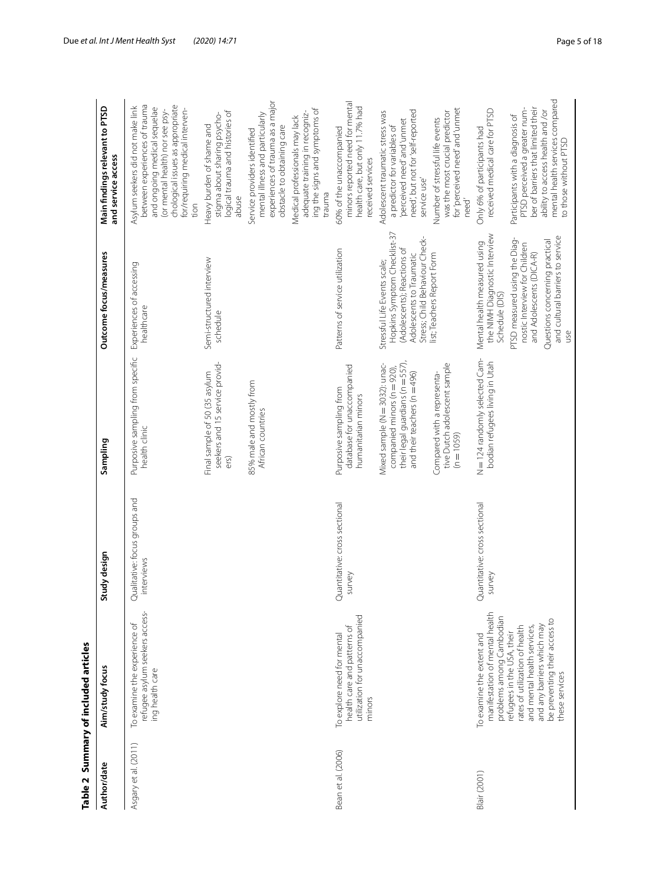**Table 2 Summary of included articles**

| Author/date | Aim/study focus | Study design | Sampling | Outcome focus/measures | Main findings relevant to PTSD and service access |
|---|---|---|---|---|---|
| Asgary et al. (2011) | To examine the experience of refugee asylum seekers accessing health care | Qualitative: focus groups and interviews | Purposive sampling from specific health clinic | Experiences of accessing healthcare | Asylum seekers did not make link between experiences of trauma and ongoing medical sequelae (or mental health) nor see psychological issues as appropriate for/requiring medical intervention |
| | | | Final sample of 50 (35 asylum seekers and 15 service providers) | Semi-structured interview schedule | Heavy burden of shame and stigma about sharing psychological trauma and histories of abuse |
| | | | 85% male and mostly from African countries | | Service providers identified mental illness and particularly experiences of trauma as a major obstacle to obtaining care |
| | | | | | Medical professionals may lack adequate training in recognizing the signs and symptoms of trauma |
| Bean et al. (2006) | To explore need for mental health care and patterns of utilization for unaccompanied minors | Quantitative: cross sectional survey | Purposive sampling from database for unaccompanied humanitarian minors | Patterns of service utilization | 60% of the unaccompanied minors reported need for mental health care, but only 11.7% had received services |
| | | | Mixed sample (N = 3032): unaccompanied minors (n = 920), their legal guardians (n = 557), and their teachers (n = 496) | Stressful Life Events scale; Hopkins Symptom Checklist-37 (Adolescents); Reactions of Adolescents to Traumatic Stress; Child Behaviour Checklist; Teachers Report Form | Adolescent traumatic stress was a predictor for variables of 'perceived need' and 'unmet need', but not for 'self-reported service use' |
| | | | Compared with a representative Dutch adolescent sample (n = 1059) | | Number of stressful life events was the most crucial predictor for 'perceived need' and 'unmet need' |
| Blair (2001) | To examine the extent and manifestation of mental health problems among Cambodian refugees in the USA, their rates of utilization of health and mental health services, and any barriers which may be preventing their access to these services | Quantitative: cross sectional survey | N = 124 randomly selected Cambodian refugees living in Utah | Mental health measured using the NIMH Diagnostic Interview Schedule (DIS) | Only 6% of participants had received medical care for PTSD |
| | | | | PTSD measured using the Diagnostic Interview for Children and Adolescents (DICA-R) | Participants with a diagnosis of PTSD perceived a greater number of barriers that limited their ability to access health and /or mental health services compared to those without PTSD |
| | | | | Questions concerning practical and cultural barriers to service use | |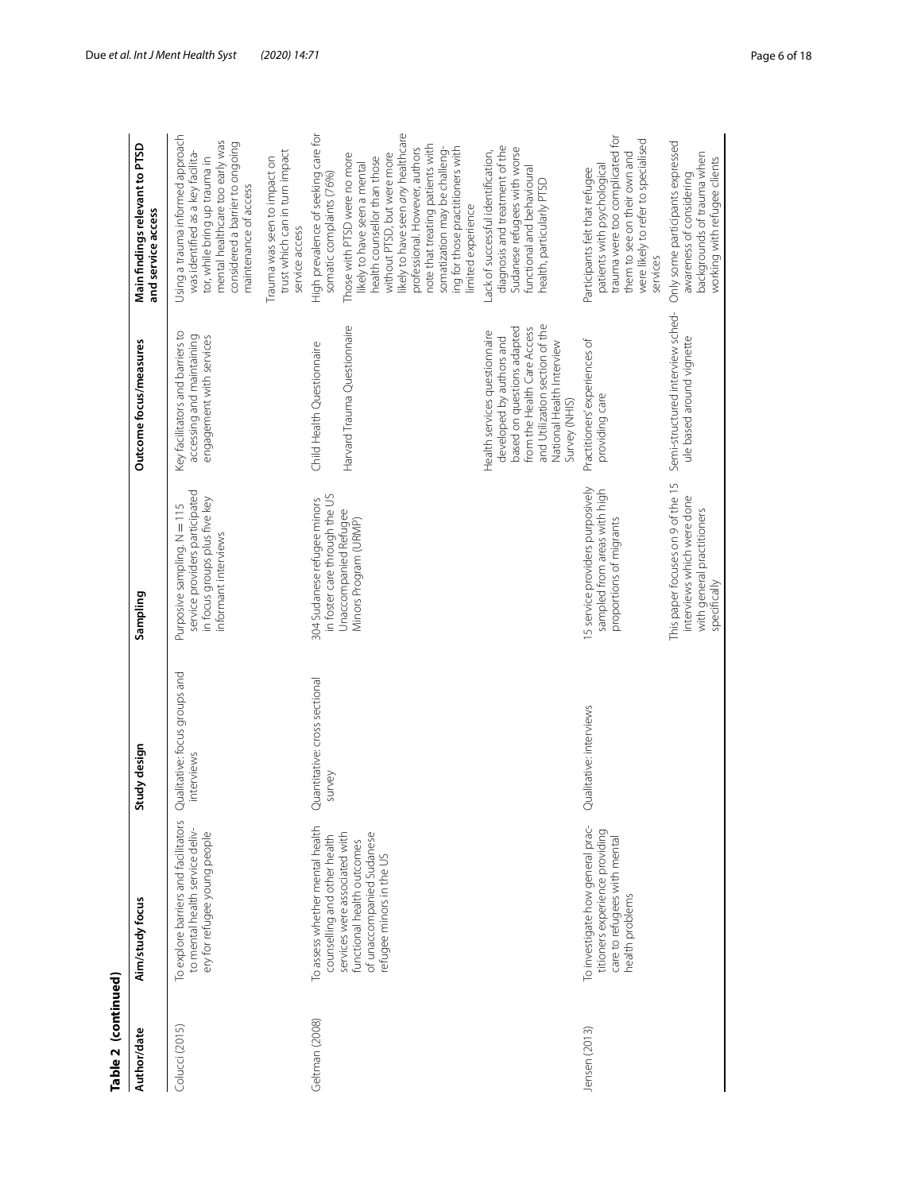**Table 2 (continued)**

| Author/date | Aim/study focus | Study design | Sampling | Outcome focus/measures | Main findings relevant to PTSD and service access |
|---|---|---|---|---|---|
| Colucci (2015) | To explore barriers and facilitators to mental health service delivery for refugee young people | Qualitative: focus groups and interviews | Purposive sampling. N = 115 service providers participated in focus groups plus five key informant interviews | Key facilitators and barriers to accessing and maintaining engagement with services | Using a trauma informed approach was identified as a key facilitator, while bring up trauma in mental healthcare too early was considered a barrier to ongoing maintenance of access<br><br>Trauma was seen to impact on trust which can in turn impact service access |
| Geltman (2008) | To assess whether mental health counselling and other health services were associated with functional health outcomes of unaccompanied Sudanese refugee minors in the US | Quantitative: cross sectional survey | 304 Sudanese refugee minors in foster care through the US Unaccompanied Refugee Minors Program (URMP) | Child Health Questionnaire | High prevalence of seeking care for somatic complaints (76%) |
| | | | | Harvard Trauma Questionnaire | Those with PTSD were no more likely to have seen a mental health counsellor than those without PTSD, but were more likely to have seen *any* healthcare professional. However, authors note that treating patients with somatization may be challenging for those practitioners with limited experience |
| | | | | Health services questionnaire developed by authors and based on questions adapted from the Health Care Access and Utilization section of the National Health Interview Survey (NHIS) | Lack of successful identification, diagnosis and treatment of the Sudanese refugees with worse functional and behavioural health, particularly PTSD |
| Jensen (2013) | To investigate how general practitioners experience providing care to refugees with mental health problems | Qualitative: interviews | 15 service providers purposively sampled from areas with high proportions of migrants | Practitioners' experiences of providing care | Participants felt that refugee patients with psychological trauma were too complicated for them to see on their own and were likely to refer to specialised services |
| | | | This paper focuses on 9 of the 15 interviews which were done with general practitioners specifically | Semi-structured interview schedule based around vignette | Only some participants expressed awareness of considering backgrounds of trauma when working with refugee clients |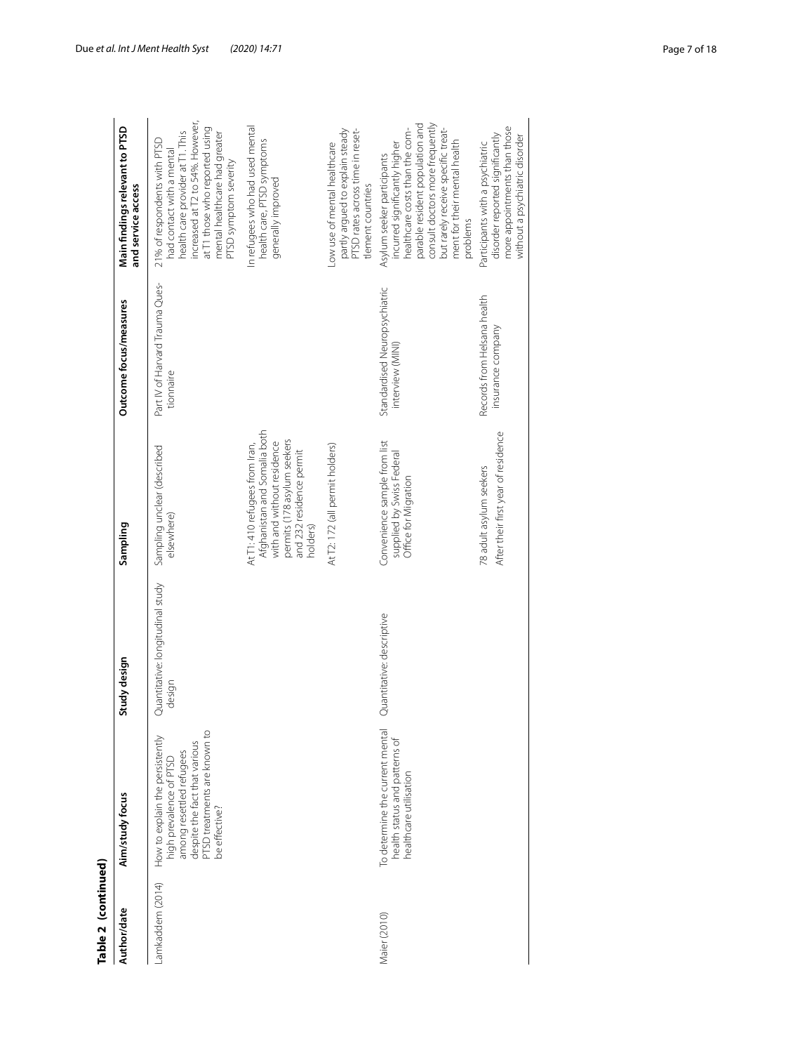**Table 2 (continued)**

| Author/date | Aim/study focus | Study design | Sampling | Outcome focus/measures | Main findings relevant to PTSD and service access |
|---|---|---|---|---|---|
| Lamkaddem (2014) | How to explain the persistently high prevalence of PTSD among resettled refugees despite the fact that various PTSD treatments are known to be effective? | Quantitative: longitudinal study design | Sampling unclear (described elsewhere) | Part IV of Harvard Trauma Questionnaire | 21% of respondents with PTSD had contact with a mental health care provider at T1. This increased at T2 to 54%. However, at T1 those who reported using mental healthcare had greater PTSD symptom severity |
| | | | At T1: 410 refugees from Iran, Afghanistan and Somalia both with and without residence permits (178 asylum seekers and 232 residence permit holders) | | In refugees who had used mental health care, PTSD symptoms generally improved |
| | | | At T2: 172 (all permit holders) | | Low use of mental healthcare partly argued to explain steady PTSD rates across time in resettlement countries |
| Maier (2010) | To determine the current mental health status and patterns of healthcare utilisation | Quantitative: descriptive | Convenience sample from list supplied by Swiss Federal Office for Migration | Standardised Neuropsychiatric interview (MINI) | Asylum seeker participants incurred significantly higher healthcare costs than the comparable resident population and consult doctors more frequently but rarely receive specific treatment for their mental health problems |
| | | | 78 adult asylum seekers After their first year of residence | Records from Helsana health insurance company | Participants with a psychiatric disorder reported significantly more appointments than those without a psychiatric disorder |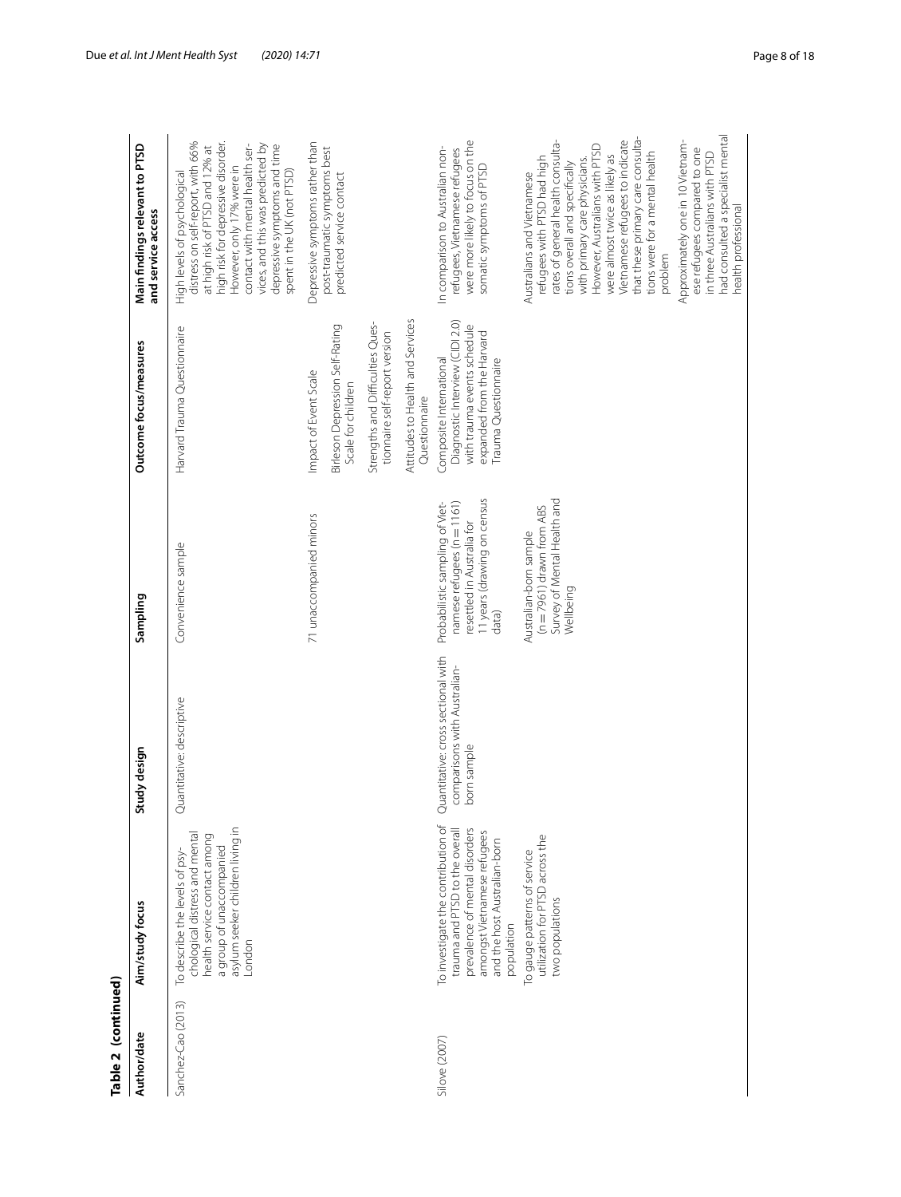**Table 2 (continued)**

| Author/date | Aim/study focus | Study design | Sampling | Outcome focus/measures | Main findings relevant to PTSD and service access |
|---|---|---|---|---|---|
| Sanchez-Cao (2013) | To describe the levels of psychological distress and mental health service contact among a group of unaccompanied asylum seeker children living in London | Quantitative: descriptive | Convenience sample | Harvard Trauma Questionnaire | High levels of psychological distress on self-report, with 66% at high risk of PTSD and 12% at high risk for depressive disorder. However, only 17% were in contact with mental health services, and this was predicted by depressive symptoms and time spent in the UK (not PTSD) |
| | | | 71 unaccompanied minors | Impact of Event Scale<br>Birleson Depression Self-Rating Scale for children<br>Strengths and Difficulties Questionnaire self-report version<br>Attitudes to Health and Services Questionnaire | Depressive symptoms rather than post-traumatic symptoms best predicted service contact |
| Silove (2007) | To investigate the contribution of trauma and PTSD to the overall prevalence of mental disorders amongst Vietnamese refugees and the host Australian-born population | Quantitative: cross sectional with comparisons with Australian-born sample | Probabilistic sampling of Vietnamese refugees (n = 1161) resettled in Australia for 11 years (drawing on census data) | Composite International Diagnostic Interview (CIDI 2.0) with trauma events schedule expanded from the Harvard Trauma Questionnaire | In comparison to Australian non-refugees, Vietnamese refugees were more likely to focus on the somatic symptoms of PTSD |
| | To gauge patterns of service utilization for PTSD across the two populations | | Australian-born sample (n = 7961) drawn from ABS Survey of Mental Health and Wellbeing | | Australians and Vietnamese refugees with PTSD had high rates of general health consultations overall and specifically with primary care physicians. However, Australians with PTSD were almost twice as likely as Vietnamese refugees to indicate that these primary care consultations were for a mental health problem<br>Approximately one in 10 Vietnamese refugees compared to one in three Australians with PTSD had consulted a specialist mental health professional |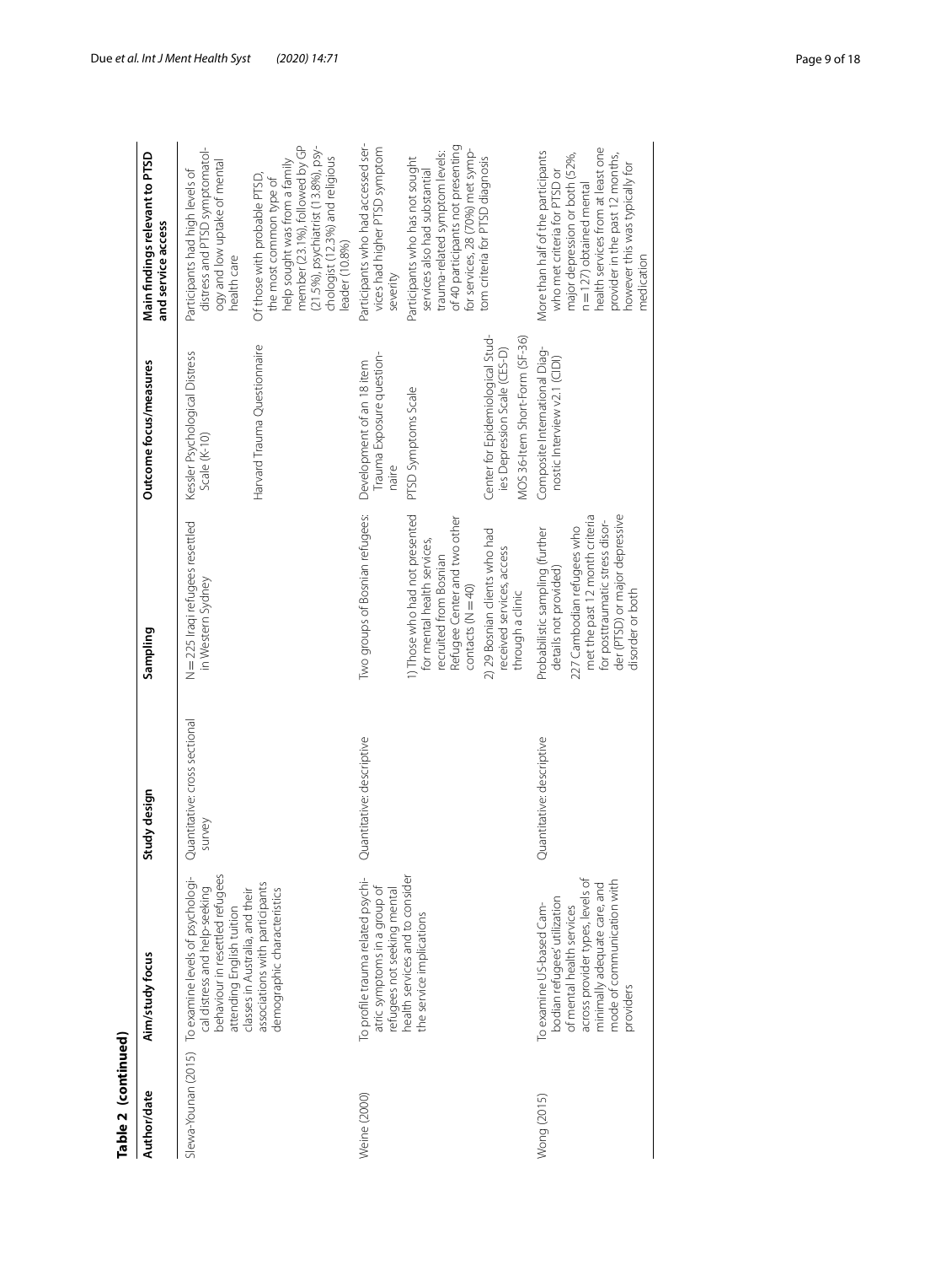**Table 2 (continued)**

| Author/date | Aim/study focus | Study design | Sampling | Outcome focus/measures | Main findings relevant to PTSD and service access |
|---|---|---|---|---|---|
| Slewa-Younan (2015) | To examine levels of psychological distress and help-seeking behaviour in resettled refugees attending English tuition classes in Australia, and their associations with participants demographic characteristics | Quantitative: cross sectional survey | N = 225 Iraqi refugees resettled in Western Sydney | Kessler Psychological Distress Scale (K-10)<br>Harvard Trauma Questionnaire | Participants had high levels of distress and PTSD symptomatology and low uptake of mental health care<br>Of those with probable PTSD, the most common type of help sought was from a family member (23.1%), followed by GP (21.5%), psychiatrist (13.8%), psychologist (12.3%) and religious leader (10.8%) |
| Weine (2000) | To profile trauma related psychiatric symptoms in a group of refugees not seeking mental health services and to consider the service implications | Quantitative: descriptive | Two groups of Bosnian refugees:<br>1) Those who had not presented for mental health services, recruited from Bosnian Refugee Center and two other contacts (N = 40)<br>2) 29 Bosnian clients who had received services, access through a clinic | Development of an 18 item Trauma Exposure questionnaire<br>PTSD Symptoms Scale<br>Center for Epidemiological Studies Depression Scale (CES-D)<br>MOS 36-Item Short-Form (SF-36) | Participants who had accessed services had higher PTSD symptom severity<br>Participants who has not sought services also had substantial trauma-related symptom levels: of 40 participants not presenting for services, 28 (70%) met symptom criteria for PTSD diagnosis |
| Wong (2015) | To examine US-based Cambodian refugees' utilization of mental health services across provider types, levels of minimally adequate care, and mode of communication with providers | Quantitative: descriptive | Probabilistic sampling (further details not provided)<br>227 Cambodian refugees who met the past 12 month criteria for posttraumatic stress disorder (PTSD) or major depressive disorder or both | Composite International Diagnostic Interview v2.1 (CIDI) | More than half of the participants who met criteria for PTSD or major depression or both (52%, n = 127) obtained mental health services from at least one provider in the past 12 months, however this was typically for medication |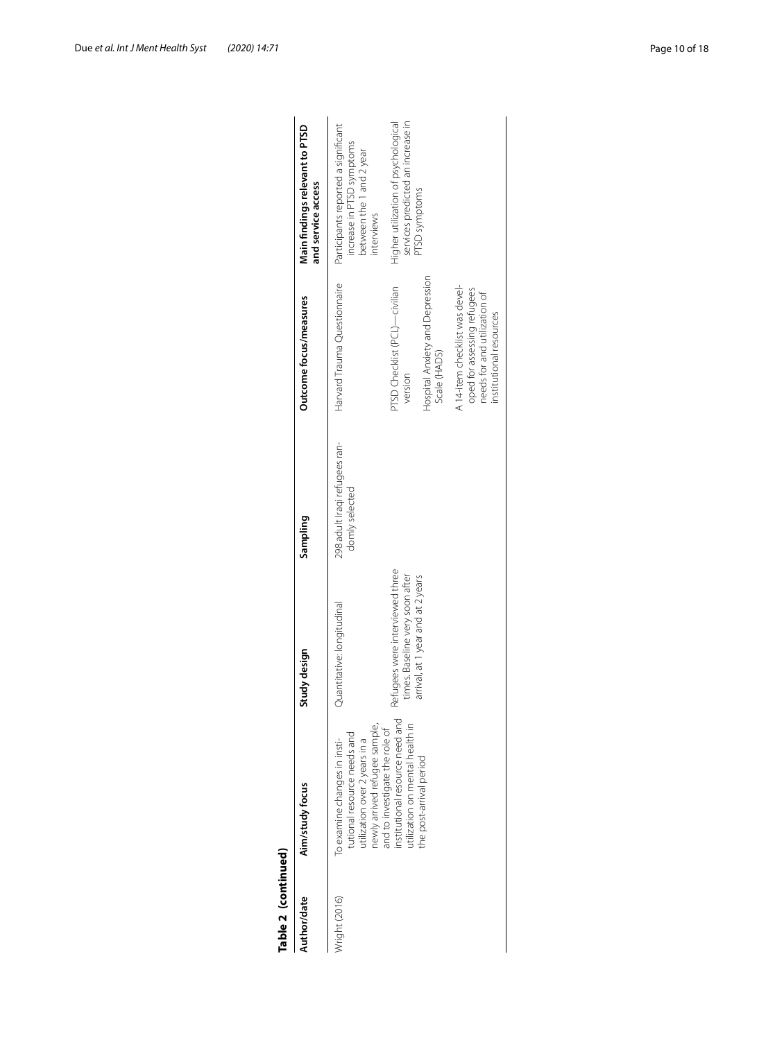**Table 2 (continued)**

| Author/date | Aim/study focus | Study design | Sampling | Outcome focus/measures | Main findings relevant to PTSD and service access |
|---|---|---|---|---|---|
| Wright (2016) | To examine changes in institutional resource needs and utilization over 2 years in a newly arrived refugee sample, and to investigate the role of institutional resource need and utilization on mental health in the post-arrival period | Quantitative: longitudinal<br>Refugees were interviewed three times. Baseline very soon after arrival, at 1 year and at 2 years | 298 adult Iraqi refugees randomly selected | Harvard Trauma Questionnaire<br>PTSD Checklist (PCL)—civilian version<br>Hospital Anxiety and Depression Scale (HADS)<br>A 14-item checklist was developed for assessing refugees needs for and utilization of institutional resources | Participants reported a significant increase in PTSD symptoms between the 1 and 2 year interviews<br>Higher utilization of psychological services predicted an increase in PTSD symptoms |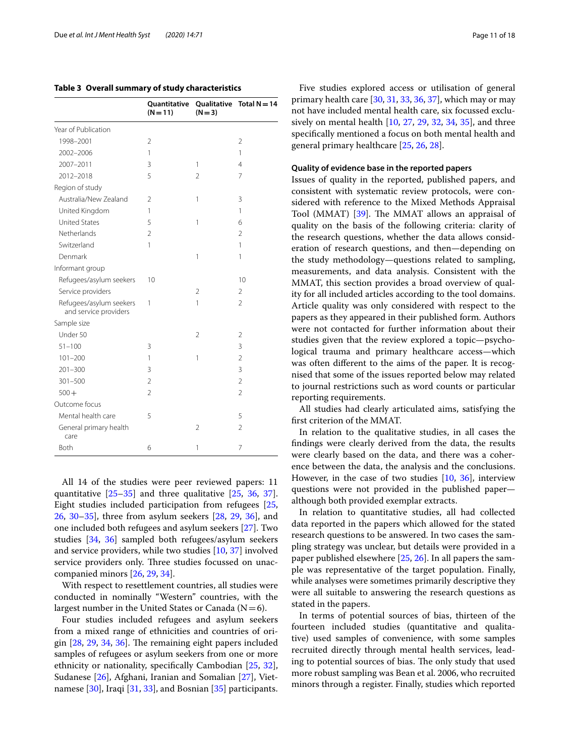**Table 3 Overall summary of study characteristics**

| | Quantitative (N = 11) | Qualitative (N = 3) | Total N = 14 |
|---|---|---|---|
| Year of Publication | | | |
| 1998–2001 | 2 | | 2 |
| 2002–2006 | 1 | | 1 |
| 2007–2011 | 3 | 1 | 4 |
| 2012–2018 | 5 | 2 | 7 |
| Region of study | | | |
| Australia/New Zealand | 2 | 1 | 3 |
| United Kingdom | 1 | | 1 |
| United States | 5 | 1 | 6 |
| Netherlands | 2 | | 2 |
| Switzerland | 1 | | 1 |
| Denmark | | 1 | 1 |
| Informant group | | | |
| Refugees/asylum seekers | 10 | | 10 |
| Service providers | | 2 | 2 |
| Refugees/asylum seekers and service providers | 1 | 1 | 2 |
| Sample size | | | |
| Under 50 | | 2 | 2 |
| 51–100 | 3 | | 3 |
| 101–200 | 1 | 1 | 2 |
| 201–300 | 3 | | 3 |
| 301–500 | 2 | | 2 |
| 500+ | 2 | | 2 |
| Outcome focus | | | |
| Mental health care | 5 | | 5 |
| General primary health care | | 2 | 2 |
| Both | 6 | 1 | 7 |

All 14 of the studies were peer reviewed papers: 11 quantitative [25–35] and three qualitative [25, 36, 37]. Eight studies included participation from refugees [25, 26, 30–35], three from asylum seekers [28, 29, 36], and one included both refugees and asylum seekers [27]. Two studies [34, 36] sampled both refugees/asylum seekers and service providers, while two studies [10, 37] involved service providers only. Three studies focussed on unaccompanied minors [26, 29, 34].

With respect to resettlement countries, all studies were conducted in nominally "Western" countries, with the largest number in the United States or Canada (N = 6).

Four studies included refugees and asylum seekers from a mixed range of ethnicities and countries of origin [28, 29, 34, 36]. The remaining eight papers included samples of refugees or asylum seekers from one or more ethnicity or nationality, specifically Cambodian [25, 32], Sudanese [26], Afghani, Iranian and Somalian [27], Vietnamese [30], Iraqi [31, 33], and Bosnian [35] participants.

Five studies explored access or utilisation of general primary health care [30, 31, 33, 36, 37], which may or may not have included mental health care, six focussed exclusively on mental health [10, 27, 29, 32, 34, 35], and three specifically mentioned a focus on both mental health and general primary healthcare [25, 26, 28].

#### Quality of evidence base in the reported papers

Issues of quality in the reported, published papers, and consistent with systematic review protocols, were considered with reference to the Mixed Methods Appraisal Tool (MMAT) [39]. The MMAT allows an appraisal of quality on the basis of the following criteria: clarity of the research questions, whether the data allows consideration of research questions, and then—depending on the study methodology—questions related to sampling, measurements, and data analysis. Consistent with the MMAT, this section provides a broad overview of quality for all included articles according to the tool domains. Article quality was only considered with respect to the papers as they appeared in their published form. Authors were not contacted for further information about their studies given that the review explored a topic—psychological trauma and primary healthcare access—which was often different to the aims of the paper. It is recognised that some of the issues reported below may related to journal restrictions such as word counts or particular reporting requirements.

All studies had clearly articulated aims, satisfying the first criterion of the MMAT.

In relation to the qualitative studies, in all cases the findings were clearly derived from the data, the results were clearly based on the data, and there was a coherence between the data, the analysis and the conclusions. However, in the case of two studies [10, 36], interview questions were not provided in the published paper—although both provided exemplar extracts.

In relation to quantitative studies, all had collected data reported in the papers which allowed for the stated research questions to be answered. In two cases the sampling strategy was unclear, but details were provided in a paper published elsewhere [25, 26]. In all papers the sample was representative of the target population. Finally, while analyses were sometimes primarily descriptive they were all suitable to answering the research questions as stated in the papers.

In terms of potential sources of bias, thirteen of the fourteen included studies (quantitative and qualitative) used samples of convenience, with some samples recruited directly through mental health services, leading to potential sources of bias. The only study that used more robust sampling was Bean et al. 2006, who recruited minors through a register. Finally, studies which reported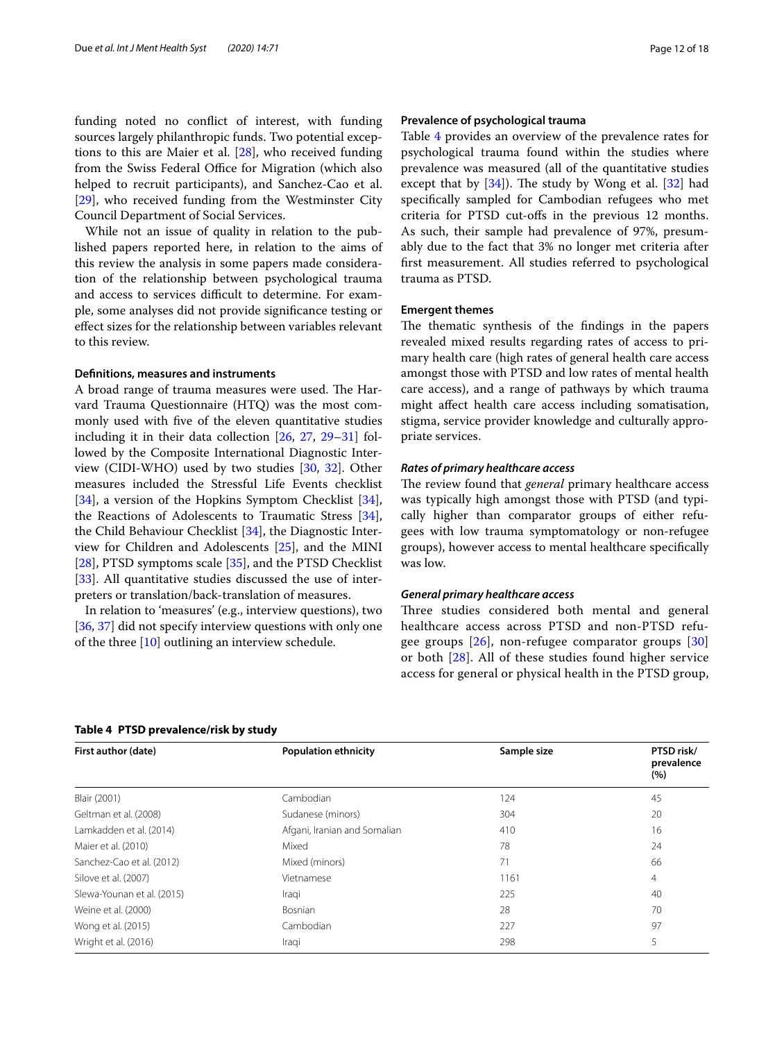funding noted no conflict of interest, with funding sources largely philanthropic funds. Two potential exceptions to this are Maier et al. [28], who received funding from the Swiss Federal Office for Migration (which also helped to recruit participants), and Sanchez-Cao et al. [29], who received funding from the Westminster City Council Department of Social Services.

While not an issue of quality in relation to the published papers reported here, in relation to the aims of this review the analysis in some papers made consideration of the relationship between psychological trauma and access to services difficult to determine. For example, some analyses did not provide significance testing or effect sizes for the relationship between variables relevant to this review.

#### Definitions, measures and instruments

A broad range of trauma measures were used. The Harvard Trauma Questionnaire (HTQ) was the most commonly used with five of the eleven quantitative studies including it in their data collection [26, 27, 29–31] followed by the Composite International Diagnostic Interview (CIDI-WHO) used by two studies [30, 32]. Other measures included the Stressful Life Events checklist [34], a version of the Hopkins Symptom Checklist [34], the Reactions of Adolescents to Traumatic Stress [34], the Child Behaviour Checklist [34], the Diagnostic Interview for Children and Adolescents [25], and the MINI [28], PTSD symptoms scale [35], and the PTSD Checklist [33]. All quantitative studies discussed the use of interpreters or translation/back-translation of measures.

In relation to 'measures' (e.g., interview questions), two [36, 37] did not specify interview questions with only one of the three [10] outlining an interview schedule.

#### Prevalence of psychological trauma

Table 4 provides an overview of the prevalence rates for psychological trauma found within the studies where prevalence was measured (all of the quantitative studies except that by [34]). The study by Wong et al. [32] had specifically sampled for Cambodian refugees who met criteria for PTSD cut-offs in the previous 12 months. As such, their sample had prevalence of 97%, presumably due to the fact that 3% no longer met criteria after first measurement. All studies referred to psychological trauma as PTSD.

#### Emergent themes

The thematic synthesis of the findings in the papers revealed mixed results regarding rates of access to primary health care (high rates of general health care access amongst those with PTSD and low rates of mental health care access), and a range of pathways by which trauma might affect health care access including somatisation, stigma, service provider knowledge and culturally appropriate services.

##### *Rates of primary healthcare access*

The review found that *general* primary healthcare access was typically high amongst those with PTSD (and typically higher than comparator groups of either refugees with low trauma symptomatology or non-refugee groups), however access to mental healthcare specifically was low.

##### *General primary healthcare access*

Three studies considered both mental and general healthcare access across PTSD and non-PTSD refugee groups [26], non-refugee comparator groups [30] or both [28]. All of these studies found higher service access for general or physical health in the PTSD group,

**Table 4 PTSD prevalence/risk by study**

| First author (date) | Population ethnicity | Sample size | PTSD risk/ prevalence (%) |
|---|---|---|---|
| Blair (2001) | Cambodian | 124 | 45 |
| Geltman et al. (2008) | Sudanese (minors) | 304 | 20 |
| Lamkadden et al. (2014) | Afgani, Iranian and Somalian | 410 | 16 |
| Maier et al. (2010) | Mixed | 78 | 24 |
| Sanchez-Cao et al. (2012) | Mixed (minors) | 71 | 66 |
| Silove et al. (2007) | Vietnamese | 1161 | 4 |
| Slewa-Younan et al. (2015) | Iraqi | 225 | 40 |
| Weine et al. (2000) | Bosnian | 28 | 70 |
| Wong et al. (2015) | Cambodian | 227 | 97 |
| Wright et al. (2016) | Iraqi | 298 | 5 |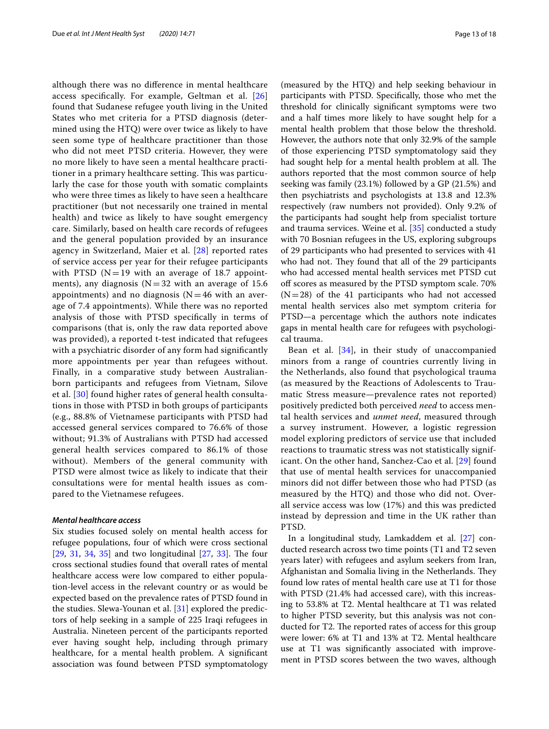although there was no difference in mental healthcare access specifically. For example, Geltman et al. [26] found that Sudanese refugee youth living in the United States who met criteria for a PTSD diagnosis (determined using the HTQ) were over twice as likely to have seen some type of healthcare practitioner than those who did not meet PTSD criteria. However, they were no more likely to have seen a mental healthcare practitioner in a primary healthcare setting. This was particularly the case for those youth with somatic complaints who were three times as likely to have seen a healthcare practitioner (but not necessarily one trained in mental health) and twice as likely to have sought emergency care. Similarly, based on health care records of refugees and the general population provided by an insurance agency in Switzerland, Maier et al. [28] reported rates of service access per year for their refugee participants with PTSD (N = 19 with an average of 18.7 appointments), any diagnosis (N = 32 with an average of 15.6 appointments) and no diagnosis (N = 46 with an average of 7.4 appointments). While there was no reported analysis of those with PTSD specifically in terms of comparisons (that is, only the raw data reported above was provided), a reported t-test indicated that refugees with a psychiatric disorder of any form had significantly more appointments per year than refugees without. Finally, in a comparative study between Australian-born participants and refugees from Vietnam, Silove et al. [30] found higher rates of general health consultations in those with PTSD in both groups of participants (e.g., 88.8% of Vietnamese participants with PTSD had accessed general services compared to 76.6% of those without; 91.3% of Australians with PTSD had accessed general health services compared to 86.1% of those without). Members of the general community with PTSD were almost twice as likely to indicate that their consultations were for mental health issues as compared to the Vietnamese refugees.

#### *Mental healthcare access*

Six studies focused solely on mental health access for refugee populations, four of which were cross sectional [29, 31, 34, 35] and two longitudinal [27, 33]. The four cross sectional studies found that overall rates of mental healthcare access were low compared to either population-level access in the relevant country or as would be expected based on the prevalence rates of PTSD found in the studies. Slewa-Younan et al. [31] explored the predictors of help seeking in a sample of 225 Iraqi refugees in Australia. Nineteen percent of the participants reported ever having sought help, including through primary healthcare, for a mental health problem. A significant association was found between PTSD symptomatology (measured by the HTQ) and help seeking behaviour in participants with PTSD. Specifically, those who met the threshold for clinically significant symptoms were two and a half times more likely to have sought help for a mental health problem that those below the threshold. However, the authors note that only 32.9% of the sample of those experiencing PTSD symptomatology said they had sought help for a mental health problem at all. The authors reported that the most common source of help seeking was family (23.1%) followed by a GP (21.5%) and then psychiatrists and psychologists at 13.8 and 12.3% respectively (raw numbers not provided). Only 9.2% of the participants had sought help from specialist torture and trauma services. Weine et al. [35] conducted a study with 70 Bosnian refugees in the US, exploring subgroups of 29 participants who had presented to services with 41 who had not. They found that all of the 29 participants who had accessed mental health services met PTSD cut off scores as measured by the PTSD symptom scale. 70% (N = 28) of the 41 participants who had not accessed mental health services also met symptom criteria for PTSD—a percentage which the authors note indicates gaps in mental health care for refugees with psychological trauma.

Bean et al. [34], in their study of unaccompanied minors from a range of countries currently living in the Netherlands, also found that psychological trauma (as measured by the Reactions of Adolescents to Traumatic Stress measure—prevalence rates not reported) positively predicted both perceived *need* to access mental health services and *unmet need*, measured through a survey instrument. However, a logistic regression model exploring predictors of service use that included reactions to traumatic stress was not statistically significant. On the other hand, Sanchez-Cao et al. [29] found that use of mental health services for unaccompanied minors did not differ between those who had PTSD (as measured by the HTQ) and those who did not. Overall service access was low (17%) and this was predicted instead by depression and time in the UK rather than PTSD.

In a longitudinal study, Lamkaddem et al. [27] conducted research across two time points (T1 and T2 seven years later) with refugees and asylum seekers from Iran, Afghanistan and Somalia living in the Netherlands. They found low rates of mental health care use at T1 for those with PTSD (21.4% had accessed care), with this increasing to 53.8% at T2. Mental healthcare at T1 was related to higher PTSD severity, but this analysis was not conducted for T2. The reported rates of access for this group were lower: 6% at T1 and 13% at T2. Mental healthcare use at T1 was significantly associated with improvement in PTSD scores between the two waves, although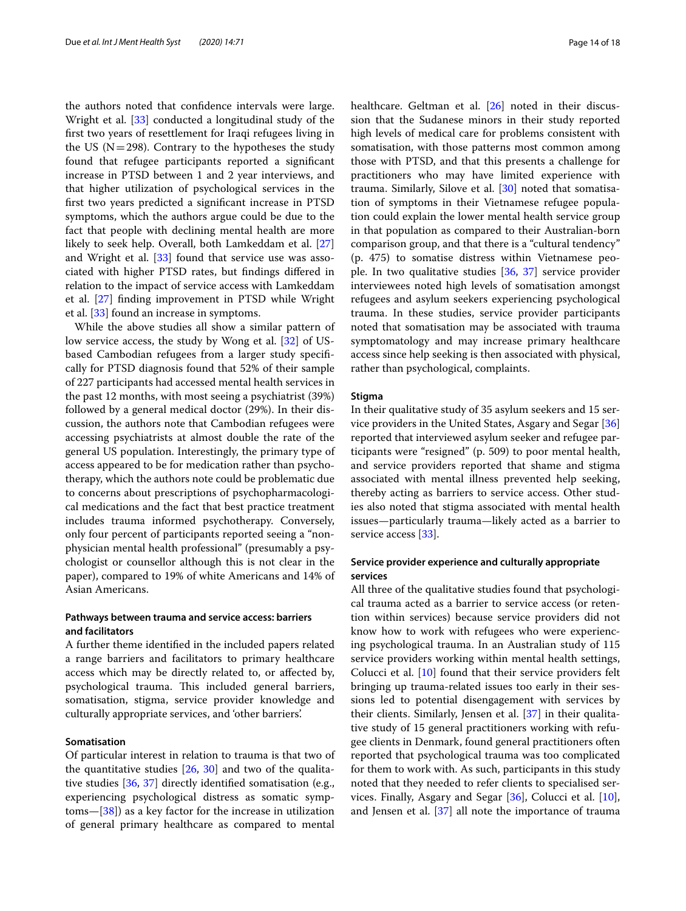the authors noted that confidence intervals were large. Wright et al. [33] conducted a longitudinal study of the first two years of resettlement for Iraqi refugees living in the US (N = 298). Contrary to the hypotheses the study found that refugee participants reported a significant increase in PTSD between 1 and 2 year interviews, and that higher utilization of psychological services in the first two years predicted a significant increase in PTSD symptoms, which the authors argue could be due to the fact that people with declining mental health are more likely to seek help. Overall, both Lamkeddam et al. [27] and Wright et al. [33] found that service use was associated with higher PTSD rates, but findings differed in relation to the impact of service access with Lamkeddam et al. [27] finding improvement in PTSD while Wright et al. [33] found an increase in symptoms.

While the above studies all show a similar pattern of low service access, the study by Wong et al. [32] of US-based Cambodian refugees from a larger study specifically for PTSD diagnosis found that 52% of their sample of 227 participants had accessed mental health services in the past 12 months, with most seeing a psychiatrist (39%) followed by a general medical doctor (29%). In their discussion, the authors note that Cambodian refugees were accessing psychiatrists at almost double the rate of the general US population. Interestingly, the primary type of access appeared to be for medication rather than psychotherapy, which the authors note could be problematic due to concerns about prescriptions of psychopharmacological medications and the fact that best practice treatment includes trauma informed psychotherapy. Conversely, only four percent of participants reported seeing a "non-physician mental health professional" (presumably a psychologist or counsellor although this is not clear in the paper), compared to 19% of white Americans and 14% of Asian Americans.

### Pathways between trauma and service access: barriers and facilitators

A further theme identified in the included papers related a range barriers and facilitators to primary healthcare access which may be directly related to, or affected by, psychological trauma. This included general barriers, somatisation, stigma, service provider knowledge and culturally appropriate services, and 'other barriers'.

#### Somatisation

Of particular interest in relation to trauma is that two of the quantitative studies [26, 30] and two of the qualitative studies [36, 37] directly identified somatisation (e.g., experiencing psychological distress as somatic symptoms—[38]) as a key factor for the increase in utilization of general primary healthcare as compared to mental healthcare. Geltman et al. [26] noted in their discussion that the Sudanese minors in their study reported high levels of medical care for problems consistent with somatisation, with those patterns most common among those with PTSD, and that this presents a challenge for practitioners who may have limited experience with trauma. Similarly, Silove et al. [30] noted that somatisation of symptoms in their Vietnamese refugee population could explain the lower mental health service group in that population as compared to their Australian-born comparison group, and that there is a "cultural tendency" (p. 475) to somatise distress within Vietnamese people. In two qualitative studies [36, 37] service provider interviewees noted high levels of somatisation amongst refugees and asylum seekers experiencing psychological trauma. In these studies, service provider participants noted that somatisation may be associated with trauma symptomatology and may increase primary healthcare access since help seeking is then associated with physical, rather than psychological, complaints.

#### Stigma

In their qualitative study of 35 asylum seekers and 15 service providers in the United States, Asgary and Segar [36] reported that interviewed asylum seeker and refugee participants were "resigned" (p. 509) to poor mental health, and service providers reported that shame and stigma associated with mental illness prevented help seeking, thereby acting as barriers to service access. Other studies also noted that stigma associated with mental health issues—particularly trauma—likely acted as a barrier to service access [33].

#### Service provider experience and culturally appropriate services

All three of the qualitative studies found that psychological trauma acted as a barrier to service access (or retention within services) because service providers did not know how to work with refugees who were experiencing psychological trauma. In an Australian study of 115 service providers working within mental health settings, Colucci et al. [10] found that their service providers felt bringing up trauma-related issues too early in their sessions led to potential disengagement with services by their clients. Similarly, Jensen et al. [37] in their qualitative study of 15 general practitioners working with refugee clients in Denmark, found general practitioners often reported that psychological trauma was too complicated for them to work with. As such, participants in this study noted that they needed to refer clients to specialised services. Finally, Asgary and Segar [36], Colucci et al. [10], and Jensen et al. [37] all note the importance of trauma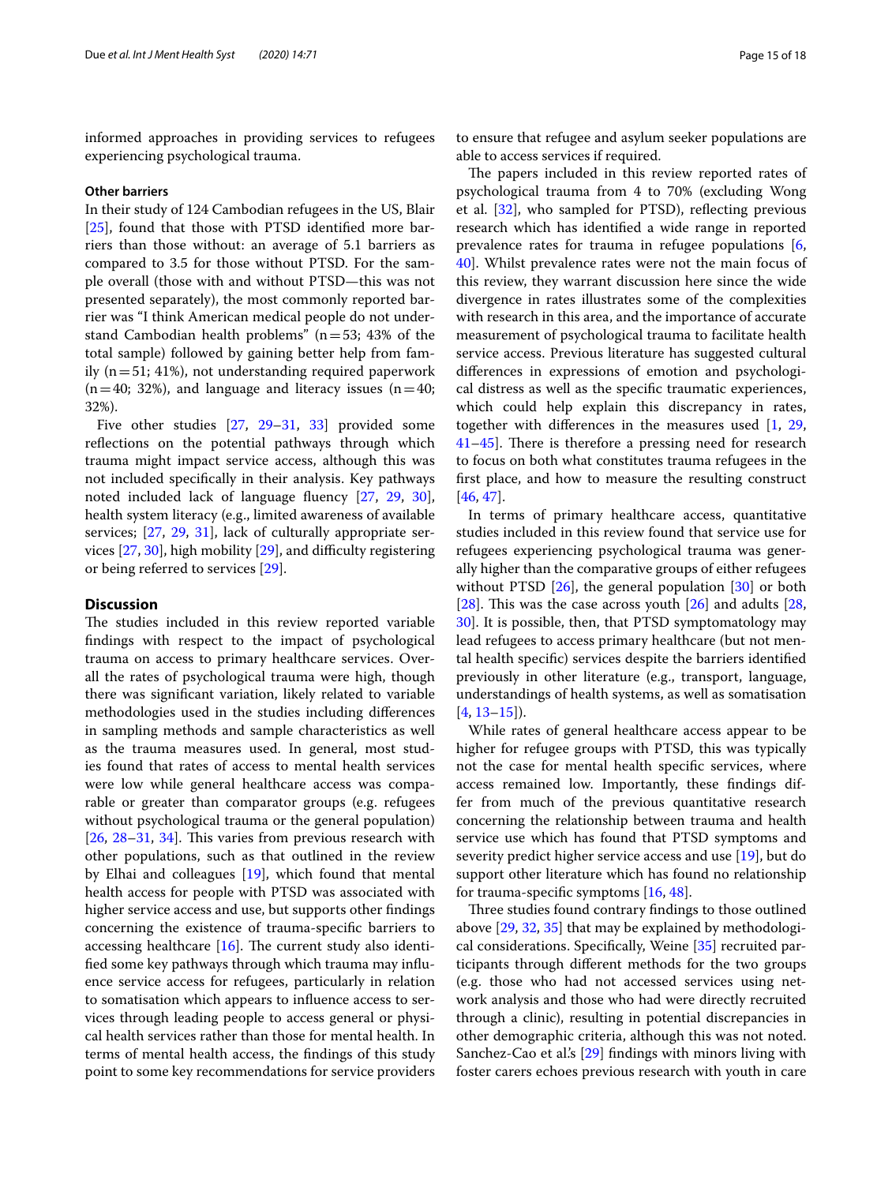informed approaches in providing services to refugees experiencing psychological trauma.

### Other barriers

In their study of 124 Cambodian refugees in the US, Blair [25], found that those with PTSD identified more barriers than those without: an average of 5.1 barriers as compared to 3.5 for those without PTSD. For the sample overall (those with and without PTSD—this was not presented separately), the most commonly reported barrier was "I think American medical people do not understand Cambodian health problems" (n = 53; 43% of the total sample) followed by gaining better help from family (n = 51; 41%), not understanding required paperwork (n = 40; 32%), and language and literacy issues (n = 40; 32%).

Five other studies [27, 29–31, 33] provided some reflections on the potential pathways through which trauma might impact service access, although this was not included specifically in their analysis. Key pathways noted included lack of language fluency [27, 29, 30], health system literacy (e.g., limited awareness of available services; [27, 29, 31], lack of culturally appropriate services [27, 30], high mobility [29], and difficulty registering or being referred to services [29].

## Discussion

The studies included in this review reported variable findings with respect to the impact of psychological trauma on access to primary healthcare services. Overall the rates of psychological trauma were high, though there was significant variation, likely related to variable methodologies used in the studies including differences in sampling methods and sample characteristics as well as the trauma measures used. In general, most studies found that rates of access to mental health services were low while general healthcare access was comparable or greater than comparator groups (e.g. refugees without psychological trauma or the general population) [26, 28–31, 34]. This varies from previous research with other populations, such as that outlined in the review by Elhai and colleagues [19], which found that mental health access for people with PTSD was associated with higher service access and use, but supports other findings concerning the existence of trauma-specific barriers to accessing healthcare [16]. The current study also identified some key pathways through which trauma may influence service access for refugees, particularly in relation to somatisation which appears to influence access to services through leading people to access general or physical health services rather than those for mental health. In terms of mental health access, the findings of this study point to some key recommendations for service providers to ensure that refugee and asylum seeker populations are able to access services if required.

The papers included in this review reported rates of psychological trauma from 4 to 70% (excluding Wong et al. [32], who sampled for PTSD), reflecting previous research which has identified a wide range in reported prevalence rates for trauma in refugee populations [6, 40]. Whilst prevalence rates were not the main focus of this review, they warrant discussion here since the wide divergence in rates illustrates some of the complexities with research in this area, and the importance of accurate measurement of psychological trauma to facilitate health service access. Previous literature has suggested cultural differences in expressions of emotion and psychological distress as well as the specific traumatic experiences, which could help explain this discrepancy in rates, together with differences in the measures used [1, 29, 41–45]. There is therefore a pressing need for research to focus on both what constitutes trauma refugees in the first place, and how to measure the resulting construct [46, 47].

In terms of primary healthcare access, quantitative studies included in this review found that service use for refugees experiencing psychological trauma was generally higher than the comparative groups of either refugees without PTSD [26], the general population [30] or both [28]. This was the case across youth [26] and adults [28, 30]. It is possible, then, that PTSD symptomatology may lead refugees to access primary healthcare (but not mental health specific) services despite the barriers identified previously in other literature (e.g., transport, language, understandings of health systems, as well as somatisation [4, 13–15]).

While rates of general healthcare access appear to be higher for refugee groups with PTSD, this was typically not the case for mental health specific services, where access remained low. Importantly, these findings differ from much of the previous quantitative research concerning the relationship between trauma and health service use which has found that PTSD symptoms and severity predict higher service access and use [19], but do support other literature which has found no relationship for trauma-specific symptoms [16, 48].

Three studies found contrary findings to those outlined above [29, 32, 35] that may be explained by methodological considerations. Specifically, Weine [35] recruited participants through different methods for the two groups (e.g. those who had not accessed services using network analysis and those who had were directly recruited through a clinic), resulting in potential discrepancies in other demographic criteria, although this was not noted. Sanchez-Cao et al.'s [29] findings with minors living with foster carers echoes previous research with youth in care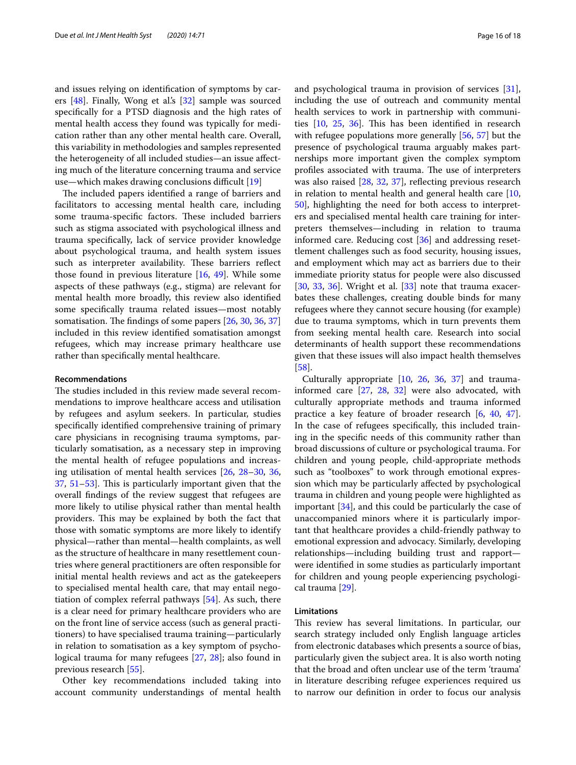and issues relying on identification of symptoms by carers [48]. Finally, Wong et al.'s [32] sample was sourced specifically for a PTSD diagnosis and the high rates of mental health access they found was typically for medication rather than any other mental health care. Overall, this variability in methodologies and samples represented the heterogeneity of all included studies—an issue affecting much of the literature concerning trauma and service use—which makes drawing conclusions difficult [19]

The included papers identified a range of barriers and facilitators to accessing mental health care, including some trauma-specific factors. These included barriers such as stigma associated with psychological illness and trauma specifically, lack of service provider knowledge about psychological trauma, and health system issues such as interpreter availability. These barriers reflect those found in previous literature [16, 49]. While some aspects of these pathways (e.g., stigma) are relevant for mental health more broadly, this review also identified some specifically trauma related issues—most notably somatisation. The findings of some papers [26, 30, 36, 37] included in this review identified somatisation amongst refugees, which may increase primary healthcare use rather than specifically mental healthcare.

#### Recommendations

The studies included in this review made several recommendations to improve healthcare access and utilisation by refugees and asylum seekers. In particular, studies specifically identified comprehensive training of primary care physicians in recognising trauma symptoms, particularly somatisation, as a necessary step in improving the mental health of refugee populations and increasing utilisation of mental health services [26, 28–30, 36, 37, 51–53]. This is particularly important given that the overall findings of the review suggest that refugees are more likely to utilise physical rather than mental health providers. This may be explained by both the fact that those with somatic symptoms are more likely to identify physical—rather than mental—health complaints, as well as the structure of healthcare in many resettlement countries where general practitioners are often responsible for initial mental health reviews and act as the gatekeepers to specialised mental health care, that may entail negotiation of complex referral pathways [54]. As such, there is a clear need for primary healthcare providers who are on the front line of service access (such as general practitioners) to have specialised trauma training—particularly in relation to somatisation as a key symptom of psychological trauma for many refugees [27, 28]; also found in previous research [55].

Other key recommendations included taking into account community understandings of mental health and psychological trauma in provision of services [31], including the use of outreach and community mental health services to work in partnership with communities [10, 25, 36]. This has been identified in research with refugee populations more generally [56, 57] but the presence of psychological trauma arguably makes partnerships more important given the complex symptom profiles associated with trauma. The use of interpreters was also raised [28, 32, 37], reflecting previous research in relation to mental health and general health care [10, 50], highlighting the need for both access to interpreters and specialised mental health care training for interpreters themselves—including in relation to trauma informed care. Reducing cost [36] and addressing resettlement challenges such as food security, housing issues, and employment which may act as barriers due to their immediate priority status for people were also discussed [30, 33, 36]. Wright et al. [33] note that trauma exacerbates these challenges, creating double binds for many refugees where they cannot secure housing (for example) due to trauma symptoms, which in turn prevents them from seeking mental health care. Research into social determinants of health support these recommendations given that these issues will also impact health themselves [58].

Culturally appropriate [10, 26, 36, 37] and trauma-informed care [27, 28, 32] were also advocated, with culturally appropriate methods and trauma informed practice a key feature of broader research [6, 40, 47]. In the case of refugees specifically, this included training in the specific needs of this community rather than broad discussions of culture or psychological trauma. For children and young people, child-appropriate methods such as "toolboxes" to work through emotional expression which may be particularly affected by psychological trauma in children and young people were highlighted as important [34], and this could be particularly the case of unaccompanied minors where it is particularly important that healthcare provides a child-friendly pathway to emotional expression and advocacy. Similarly, developing relationships—including building trust and rapport—were identified in some studies as particularly important for children and young people experiencing psychological trauma [29].

#### Limitations

This review has several limitations. In particular, our search strategy included only English language articles from electronic databases which presents a source of bias, particularly given the subject area. It is also worth noting that the broad and often unclear use of the term 'trauma' in literature describing refugee experiences required us to narrow our definition in order to focus our analysis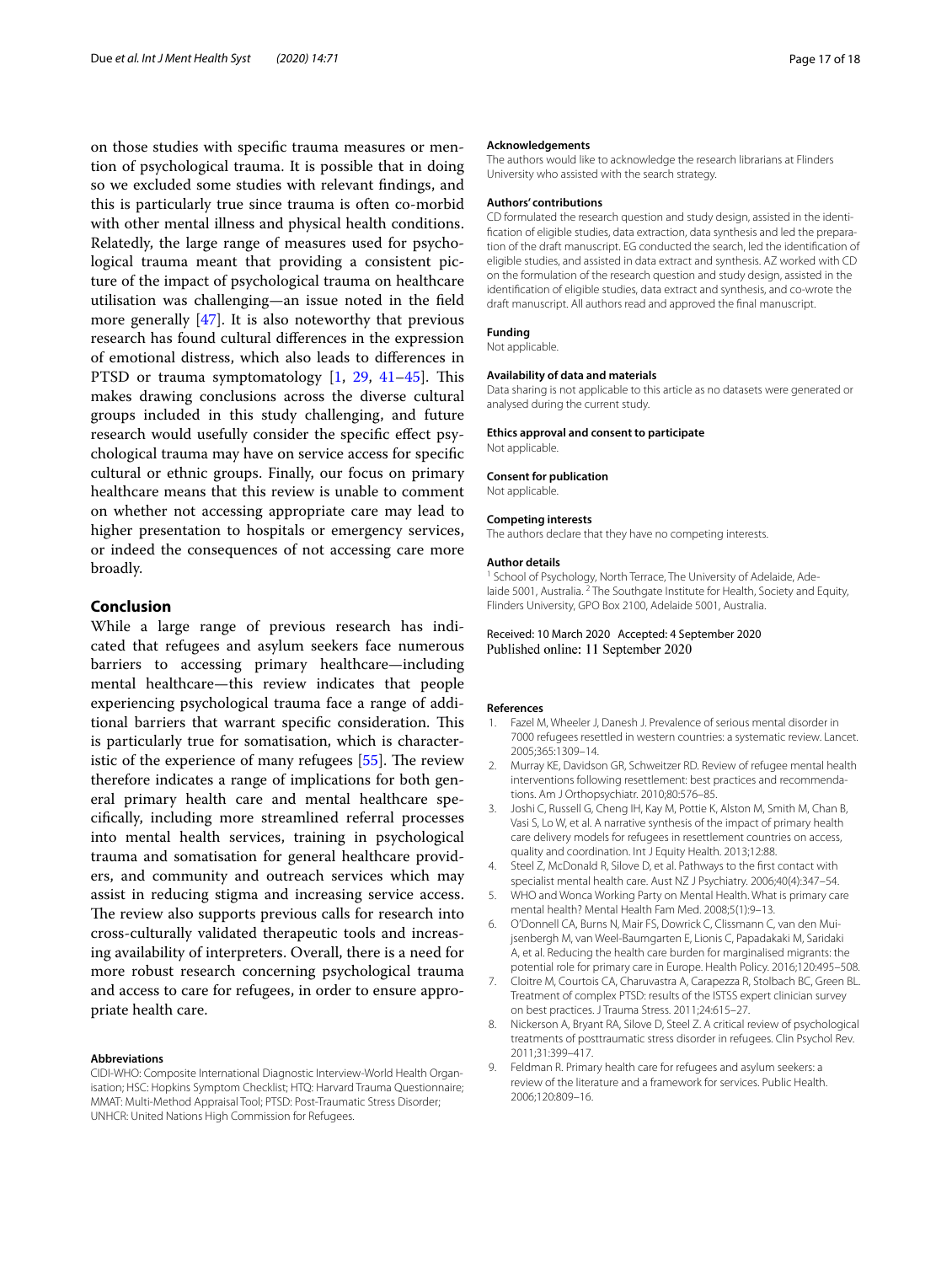on those studies with specific trauma measures or mention of psychological trauma. It is possible that in doing so we excluded some studies with relevant findings, and this is particularly true since trauma is often co-morbid with other mental illness and physical health conditions. Relatedly, the large range of measures used for psychological trauma meant that providing a consistent picture of the impact of psychological trauma on healthcare utilisation was challenging—an issue noted in the field more generally [47]. It is also noteworthy that previous research has found cultural differences in the expression of emotional distress, which also leads to differences in PTSD or trauma symptomatology [1, 29, 41–45]. This makes drawing conclusions across the diverse cultural groups included in this study challenging, and future research would usefully consider the specific effect psychological trauma may have on service access for specific cultural or ethnic groups. Finally, our focus on primary healthcare means that this review is unable to comment on whether not accessing appropriate care may lead to higher presentation to hospitals or emergency services, or indeed the consequences of not accessing care more broadly.

## Conclusion

While a large range of previous research has indicated that refugees and asylum seekers face numerous barriers to accessing primary healthcare—including mental healthcare—this review indicates that people experiencing psychological trauma face a range of additional barriers that warrant specific consideration. This is particularly true for somatisation, which is characteristic of the experience of many refugees [55]. The review therefore indicates a range of implications for both general primary health care and mental healthcare specifically, including more streamlined referral processes into mental health services, training in psychological trauma and somatisation for general healthcare providers, and community and outreach services which may assist in reducing stigma and increasing service access. The review also supports previous calls for research into cross-culturally validated therapeutic tools and increasing availability of interpreters. Overall, there is a need for more robust research concerning psychological trauma and access to care for refugees, in order to ensure appropriate health care.

### Abbreviations

CIDI-WHO: Composite International Diagnostic Interview-World Health Organisation; HSC: Hopkins Symptom Checklist; HTQ: Harvard Trauma Questionnaire; MMAT: Multi-Method Appraisal Tool; PTSD: Post-Traumatic Stress Disorder; UNHCR: United Nations High Commission for Refugees.

### Acknowledgements

The authors would like to acknowledge the research librarians at Flinders University who assisted with the search strategy.

### Authors' contributions

CD formulated the research question and study design, assisted in the identification of eligible studies, data extraction, data synthesis and led the preparation of the draft manuscript. EG conducted the search, led the identification of eligible studies, and assisted in data extract and synthesis. AZ worked with CD on the formulation of the research question and study design, assisted in the identification of eligible studies, data extract and synthesis, and co-wrote the draft manuscript. All authors read and approved the final manuscript.

### Funding

Not applicable.

### Availability of data and materials

Data sharing is not applicable to this article as no datasets were generated or analysed during the current study.

### Ethics approval and consent to participate

Not applicable.

### Consent for publication

Not applicable.

### Competing interests

The authors declare that they have no competing interests.

### Author details

[1] School of Psychology, North Terrace, The University of Adelaide, Adelaide 5001, Australia. [2] The Southgate Institute for Health, Society and Equity, Flinders University, GPO Box 2100, Adelaide 5001, Australia.

Received: 10 March 2020 Accepted: 4 September 2020
Published online: 11 September 2020

### References

1. Fazel M, Wheeler J, Danesh J. Prevalence of serious mental disorder in 7000 refugees resettled in western countries: a systematic review. Lancet. 2005;365:1309–14.
2. Murray KE, Davidson GR, Schweitzer RD. Review of refugee mental health interventions following resettlement: best practices and recommendations. Am J Orthopsychiatr. 2010;80:576–85.
3. Joshi C, Russell G, Cheng IH, Kay M, Pottie K, Alston M, Smith M, Chan B, Vasi S, Lo W, et al. A narrative synthesis of the impact of primary health care delivery models for refugees in resettlement countries on access, quality and coordination. Int J Equity Health. 2013;12:88.
4. Steel Z, McDonald R, Silove D, et al. Pathways to the first contact with specialist mental health care. Aust NZ J Psychiatry. 2006;40(4):347–54.
5. WHO and Wonca Working Party on Mental Health. What is primary care mental health? Mental Health Fam Med. 2008;5(1):9–13.
6. O'Donnell CA, Burns N, Mair FS, Dowrick C, Clissmann C, van den Muijsenbergh M, van Weel-Baumgarten E, Lionis C, Papadakaki M, Saridaki A, et al. Reducing the health care burden for marginalised migrants: the potential role for primary care in Europe. Health Policy. 2016;120:495–508.
7. Cloitre M, Courtois CA, Charuvastra A, Carapezza R, Stolbach BC, Green BL. Treatment of complex PTSD: results of the ISTSS expert clinician survey on best practices. J Trauma Stress. 2011;24:615–27.
8. Nickerson A, Bryant RA, Silove D, Steel Z. A critical review of psychological treatments of posttraumatic stress disorder in refugees. Clin Psychol Rev. 2011;31:399–417.
9. Feldman R. Primary health care for refugees and asylum seekers: a review of the literature and a framework for services. Public Health. 2006;120:809–16.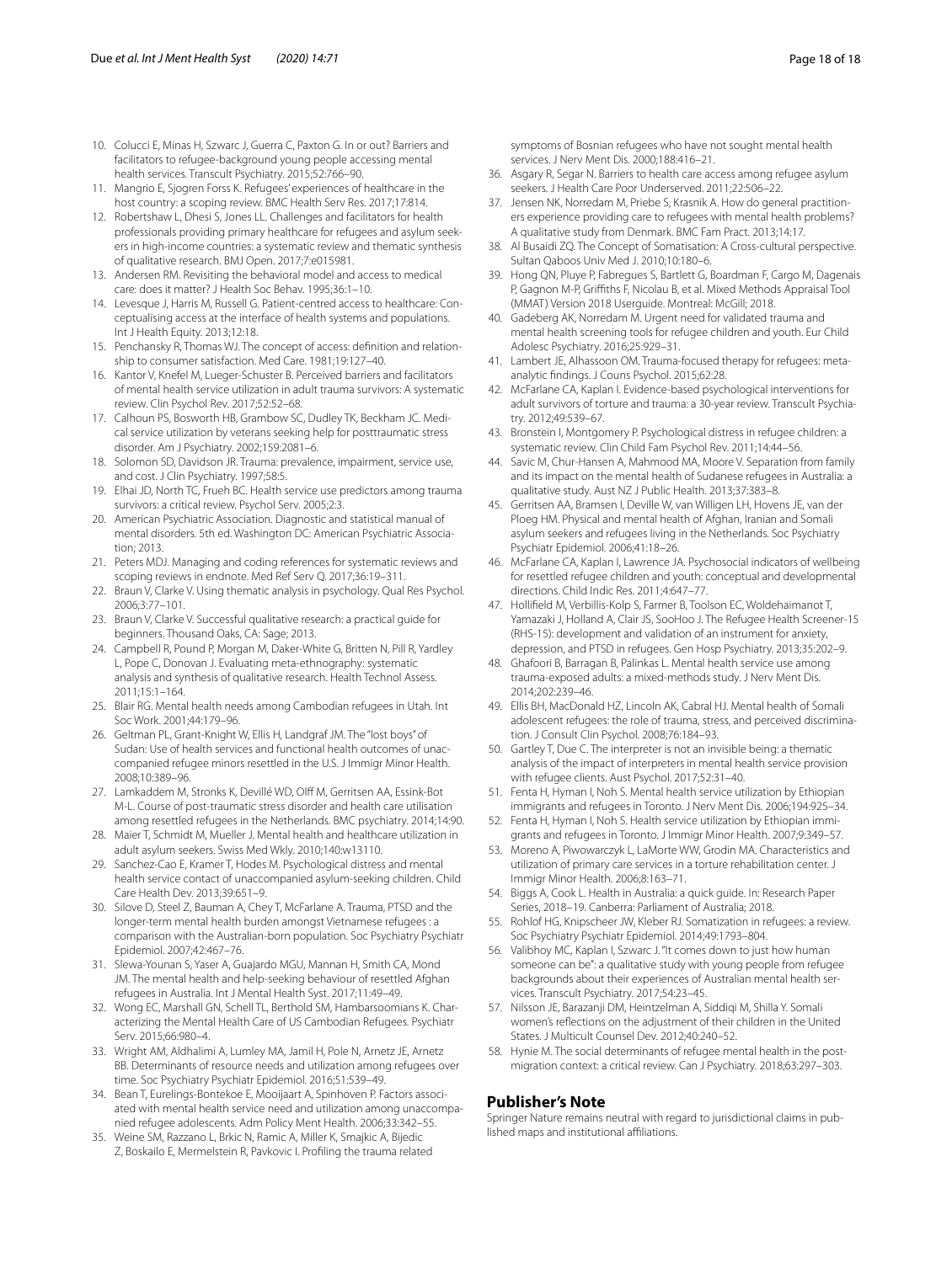10. Colucci E, Minas H, Szwarc J, Guerra C, Paxton G. In or out? Barriers and facilitators to refugee-background young people accessing mental health services. Transcult Psychiatry. 2015;52:766–90.
11. Mangrio E, Sjogren Forss K. Refugees' experiences of healthcare in the host country: a scoping review. BMC Health Serv Res. 2017;17:814.
12. Robertshaw L, Dhesi S, Jones LL. Challenges and facilitators for health professionals providing primary healthcare for refugees and asylum seekers in high-income countries: a systematic review and thematic synthesis of qualitative research. BMJ Open. 2017;7:e015981.
13. Andersen RM. Revisiting the behavioral model and access to medical care: does it matter? J Health Soc Behav. 1995;36:1–10.
14. Levesque J, Harris M, Russell G. Patient-centred access to healthcare: Conceptualising access at the interface of health systems and populations. Int J Health Equity. 2013;12:18.
15. Penchansky R, Thomas WJ. The concept of access: definition and relationship to consumer satisfaction. Med Care. 1981;19:127–40.
16. Kantor V, Knefel M, Lueger-Schuster B. Perceived barriers and facilitators of mental health service utilization in adult trauma survivors: A systematic review. Clin Psychol Rev. 2017;52:52–68.
17. Calhoun PS, Bosworth HB, Grambow SC, Dudley TK, Beckham JC. Medical service utilization by veterans seeking help for posttraumatic stress disorder. Am J Psychiatry. 2002;159:2081–6.
18. Solomon SD, Davidson JR. Trauma: prevalence, impairment, service use, and cost. J Clin Psychiatry. 1997;58:5.
19. Elhai JD, North TC, Frueh BC. Health service use predictors among trauma survivors: a critical review. Psychol Serv. 2005;2:3.
20. American Psychiatric Association. Diagnostic and statistical manual of mental disorders. 5th ed. Washington DC: American Psychiatric Association; 2013.
21. Peters MDJ. Managing and coding references for systematic reviews and scoping reviews in endnote. Med Ref Serv Q. 2017;36:19–311.
22. Braun V, Clarke V. Using thematic analysis in psychology. Qual Res Psychol. 2006;3:77–101.
23. Braun V, Clarke V. Successful qualitative research: a practical guide for beginners. Thousand Oaks, CA: Sage; 2013.
24. Campbell R, Pound P, Morgan M, Daker-White G, Britten N, Pill R, Yardley L, Pope C, Donovan J. Evaluating meta-ethnography: systematic analysis and synthesis of qualitative research. Health Technol Assess. 2011;15:1–164.
25. Blair RG. Mental health needs among Cambodian refugees in Utah. Int Soc Work. 2001;44:179–96.
26. Geltman PL, Grant-Knight W, Ellis H, Landgraf JM. The "lost boys" of Sudan: Use of health services and functional health outcomes of unaccompanied refugee minors resettled in the U.S. J Immigr Minor Health. 2008;10:389–96.
27. Lamkaddem M, Stronks K, Devillé WD, Olff M, Gerritsen AA, Essink-Bot M-L. Course of post-traumatic stress disorder and health care utilisation among resettled refugees in the Netherlands. BMC psychiatry. 2014;14:90.
28. Maier T, Schmidt M, Mueller J. Mental health and healthcare utilization in adult asylum seekers. Swiss Med Wkly. 2010;140:w13110.
29. Sanchez-Cao E, Kramer T, Hodes M. Psychological distress and mental health service contact of unaccompanied asylum-seeking children. Child Care Health Dev. 2013;39:651–9.
30. Silove D, Steel Z, Bauman A, Chey T, McFarlane A. Trauma, PTSD and the longer-term mental health burden amongst Vietnamese refugees : a comparison with the Australian-born population. Soc Psychiatry Psychiatr Epidemiol. 2007;42:467–76.
31. Slewa-Younan S, Yaser A, Guajardo MGU, Mannan H, Smith CA, Mond JM. The mental health and help-seeking behaviour of resettled Afghan refugees in Australia. Int J Mental Health Syst. 2017;11:49–49.
32. Wong EC, Marshall GN, Schell TL, Berthold SM, Hambarsoomians K. Characterizing the Mental Health Care of US Cambodian Refugees. Psychiatr Serv. 2015;66:980–4.
33. Wright AM, Aldhalimi A, Lumley MA, Jamil H, Pole N, Arnetz JE, Arnetz BB. Determinants of resource needs and utilization among refugees over time. Soc Psychiatry Psychiatr Epidemiol. 2016;51:539–49.
34. Bean T, Eurelings-Bontekoe E, Mooijaart A, Spinhoven P. Factors associated with mental health service need and utilization among unaccompanied refugee adolescents. Adm Policy Ment Health. 2006;33:342–55.
35. Weine SM, Razzano L, Brkic N, Ramic A, Miller K, Smajkic A, Bijedic Z, Boskailo E, Mermelstein R, Pavkovic I. Profiling the trauma related symptoms of Bosnian refugees who have not sought mental health services. J Nerv Ment Dis. 2000;188:416–21.
36. Asgary R, Segar N. Barriers to health care access among refugee asylum seekers. J Health Care Poor Underserved. 2011;22:506–22.
37. Jensen NK, Norredam M, Priebe S, Krasnik A. How do general practitioners experience providing care to refugees with mental health problems? A qualitative study from Denmark. BMC Fam Pract. 2013;14:17.
38. Al Busaidi ZQ. The Concept of Somatisation: A Cross-cultural perspective. Sultan Qaboos Univ Med J. 2010;10:180–6.
39. Hong QN, Pluye P, Fabregues S, Bartlett G, Boardman F, Cargo M, Dagenais P, Gagnon M-P, Griffiths F, Nicolau B, et al. Mixed Methods Appraisal Tool (MMAT) Version 2018 Userguide. Montreal: McGill; 2018.
40. Gadeberg AK, Norredam M. Urgent need for validated trauma and mental health screening tools for refugee children and youth. Eur Child Adolesc Psychiatry. 2016;25:929–31.
41. Lambert JE, Alhassoon OM. Trauma-focused therapy for refugees: meta-analytic findings. J Couns Psychol. 2015;62:28.
42. McFarlane CA, Kaplan I. Evidence-based psychological interventions for adult survivors of torture and trauma: a 30-year review. Transcult Psychiatry. 2012;49:539–67.
43. Bronstein I, Montgomery P. Psychological distress in refugee children: a systematic review. Clin Child Fam Psychol Rev. 2011;14:44–56.
44. Savic M, Chur-Hansen A, Mahmood MA, Moore V. Separation from family and its impact on the mental health of Sudanese refugees in Australia: a qualitative study. Aust NZ J Public Health. 2013;37:383–8.
45. Gerritsen AA, Bramsen I, Deville W, van Willigen LH, Hovens JE, van der Ploeg HM. Physical and mental health of Afghan, Iranian and Somali asylum seekers and refugees living in the Netherlands. Soc Psychiatry Psychiatr Epidemiol. 2006;41:18–26.
46. McFarlane CA, Kaplan I, Lawrence JA. Psychosocial indicators of wellbeing for resettled refugee children and youth: conceptual and developmental directions. Child Indic Res. 2011;4:647–77.
47. Hollifield M, Verbillis-Kolp S, Farmer B, Toolson EC, Woldehaimanot T, Yamazaki J, Holland A, Clair JS, SooHoo J. The Refugee Health Screener-15 (RHS-15): development and validation of an instrument for anxiety, depression, and PTSD in refugees. Gen Hosp Psychiatry. 2013;35:202–9.
48. Ghafoori B, Barragan B, Palinkas L. Mental health service use among trauma-exposed adults: a mixed-methods study. J Nerv Ment Dis. 2014;202:239–46.
49. Ellis BH, MacDonald HZ, Lincoln AK, Cabral HJ. Mental health of Somali adolescent refugees: the role of trauma, stress, and perceived discrimination. J Consult Clin Psychol. 2008;76:184–93.
50. Gartley T, Due C. The interpreter is not an invisible being: a thematic analysis of the impact of interpreters in mental health service provision with refugee clients. Aust Psychol. 2017;52:31–40.
51. Fenta H, Hyman I, Noh S. Mental health service utilization by Ethiopian immigrants and refugees in Toronto. J Nerv Ment Dis. 2006;194:925–34.
52. Fenta H, Hyman I, Noh S. Health service utilization by Ethiopian immigrants and refugees in Toronto. J Immigr Minor Health. 2007;9:349–57.
53. Moreno A, Piwowarczyk L, LaMorte WW, Grodin MA. Characteristics and utilization of primary care services in a torture rehabilitation center. J Immigr Minor Health. 2006;8:163–71.
54. Biggs A, Cook L. Health in Australia: a quick guide. In: Research Paper Series, 2018–19. Canberra: Parliament of Australia; 2018.
55. Rohlof HG, Knipscheer JW, Kleber RJ. Somatization in refugees: a review. Soc Psychiatry Psychiatr Epidemiol. 2014;49:1793–804.
56. Valibhoy MC, Kaplan I, Szwarc J. "It comes down to just how human someone can be": a qualitative study with young people from refugee backgrounds about their experiences of Australian mental health services. Transcult Psychiatry. 2017;54:23–45.
57. Nilsson JE, Barazanji DM, Heintzelman A, Siddiqi M, Shilla Y. Somali women's reflections on the adjustment of their children in the United States. J Multicult Counsel Dev. 2012;40:240–52.
58. Hynie M. The social determinants of refugee mental health in the post-migration context: a critical review. Can J Psychiatry. 2018;63:297–303.

## Publisher's Note

Springer Nature remains neutral with regard to jurisdictional claims in published maps and institutional affiliations.